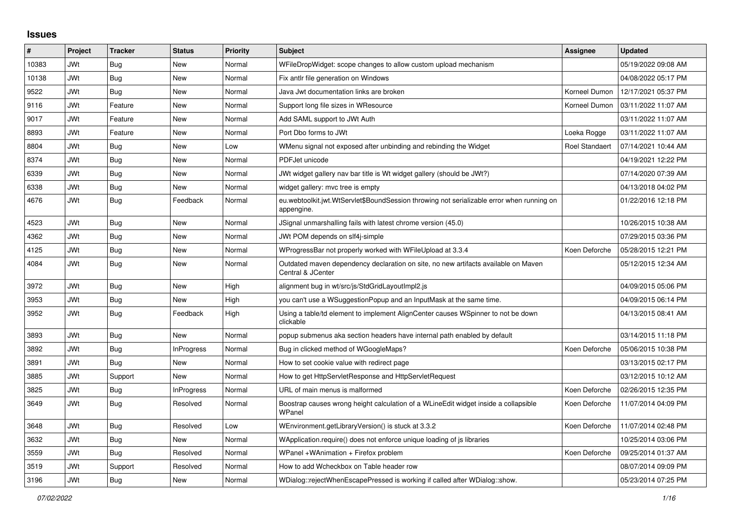# Issues

| # | Project | Tracker | Status | Priority | Subject | Assignee | Updated |
|---|---|---|---|---|---|---|---|
| 10383 | JWt | Bug | New | Normal | WFileDropWidget: scope changes to allow custom upload mechanism | | 05/19/2022 09:08 AM |
| 10138 | JWt | Bug | New | Normal | Fix antlr file generation on Windows | | 04/08/2022 05:17 PM |
| 9522 | JWt | Bug | New | Normal | Java Jwt documentation links are broken | Korneel Dumon | 12/17/2021 05:37 PM |
| 9116 | JWt | Feature | New | Normal | Support long file sizes in WResource | Korneel Dumon | 03/11/2022 11:07 AM |
| 9017 | JWt | Feature | New | Normal | Add SAML support to JWt Auth | | 03/11/2022 11:07 AM |
| 8893 | JWt | Feature | New | Normal | Port Dbo forms to JWt | Loeka Rogge | 03/11/2022 11:07 AM |
| 8804 | JWt | Bug | New | Low | WMenu signal not exposed after unbinding and rebinding the Widget | Roel Standaert | 07/14/2021 10:44 AM |
| 8374 | JWt | Bug | New | Normal | PDFJet unicode | | 04/19/2021 12:22 PM |
| 6339 | JWt | Bug | New | Normal | JWt widget gallery nav bar title is Wt widget gallery (should be JWt?) | | 07/14/2020 07:39 AM |
| 6338 | JWt | Bug | New | Normal | widget gallery: mvc tree is empty | | 04/13/2018 04:02 PM |
| 4676 | JWt | Bug | Feedback | Normal | eu.webtoolkit.jwt.WtServlet$BoundSession throwing not serializable error when running on appengine. | | 01/22/2016 12:18 PM |
| 4523 | JWt | Bug | New | Normal | JSignal unmarshalling fails with latest chrome version (45.0) | | 10/26/2015 10:38 AM |
| 4362 | JWt | Bug | New | Normal | JWt POM depends on slf4j-simple | | 07/29/2015 03:36 PM |
| 4125 | JWt | Bug | New | Normal | WProgressBar not properly worked with WFileUpload at 3.3.4 | Koen Deforche | 05/28/2015 12:21 PM |
| 4084 | JWt | Bug | New | Normal | Outdated maven dependency declaration on site, no new artifacts available on Maven Central & JCenter | | 05/12/2015 12:34 AM |
| 3972 | JWt | Bug | New | High | alignment bug in wt/src/js/StdGridLayoutImpl2.js | | 04/09/2015 05:06 PM |
| 3953 | JWt | Bug | New | High | you can't use a WSuggestionPopup and an InputMask at the same time. | | 04/09/2015 06:14 PM |
| 3952 | JWt | Bug | Feedback | High | Using a table/td element to implement AlignCenter causes WSpinner to not be down clickable | | 04/13/2015 08:41 AM |
| 3893 | JWt | Bug | New | Normal | popup submenus aka section headers have internal path enabled by default | | 03/14/2015 11:18 PM |
| 3892 | JWt | Bug | InProgress | Normal | Bug in clicked method of WGoogleMaps? | Koen Deforche | 05/06/2015 10:38 PM |
| 3891 | JWt | Bug | New | Normal | How to set cookie value with redirect page | | 03/13/2015 02:17 PM |
| 3885 | JWt | Support | New | Normal | How to get HttpServletResponse and HttpServletRequest | | 03/12/2015 10:12 AM |
| 3825 | JWt | Bug | InProgress | Normal | URL of main menus is malformed | Koen Deforche | 02/26/2015 12:35 PM |
| 3649 | JWt | Bug | Resolved | Normal | Boostrap causes wrong height calculation of a WLineEdit widget inside a collapsible WPanel | Koen Deforche | 11/07/2014 04:09 PM |
| 3648 | JWt | Bug | Resolved | Low | WEnvironment.getLibraryVersion() is stuck at 3.3.2 | Koen Deforche | 11/07/2014 02:48 PM |
| 3632 | JWt | Bug | New | Normal | WApplication.require() does not enforce unique loading of js libraries | | 10/25/2014 03:06 PM |
| 3559 | JWt | Bug | Resolved | Normal | WPanel +WAnimation + Firefox problem | Koen Deforche | 09/25/2014 01:37 AM |
| 3519 | JWt | Support | Resolved | Normal | How to add Wcheckbox on Table header row | | 08/07/2014 09:09 PM |
| 3196 | JWt | Bug | New | Normal | WDialog::rejectWhenEscapePressed is working if called after WDialog::show. | | 05/23/2014 07:25 PM |

*07/02/2022*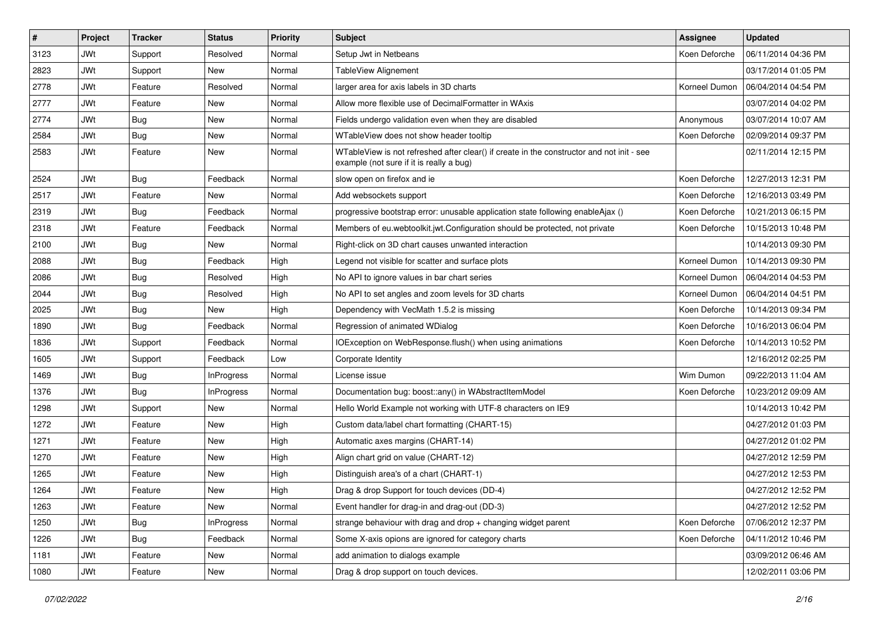| # | Project | Tracker | Status | Priority | Subject | Assignee | Updated |
|---|---|---|---|---|---|---|---|
| 3123 | JWt | Support | Resolved | Normal | Setup Jwt in Netbeans | Koen Deforche | 06/11/2014 04:36 PM |
| 2823 | JWt | Support | New | Normal | TableView Alignement | | 03/17/2014 01:05 PM |
| 2778 | JWt | Feature | Resolved | Normal | larger area for axis labels in 3D charts | Korneel Dumon | 06/04/2014 04:54 PM |
| 2777 | JWt | Feature | New | Normal | Allow more flexible use of DecimalFormatter in WAxis | | 03/07/2014 04:02 PM |
| 2774 | JWt | Bug | New | Normal | Fields undergo validation even when they are disabled | Anonymous | 03/07/2014 10:07 AM |
| 2584 | JWt | Bug | New | Normal | WTableView does not show header tooltip | Koen Deforche | 02/09/2014 09:37 PM |
| 2583 | JWt | Feature | New | Normal | WTableView is not refreshed after clear() if create in the constructor and not init - see example (not sure if it is really a bug) | | 02/11/2014 12:15 PM |
| 2524 | JWt | Bug | Feedback | Normal | slow open on firefox and ie | Koen Deforche | 12/27/2013 12:31 PM |
| 2517 | JWt | Feature | New | Normal | Add websockets support | Koen Deforche | 12/16/2013 03:49 PM |
| 2319 | JWt | Bug | Feedback | Normal | progressive bootstrap error: unusable application state following enableAjax () | Koen Deforche | 10/21/2013 06:15 PM |
| 2318 | JWt | Feature | Feedback | Normal | Members of eu.webtoolkit.jwt.Configuration should be protected, not private | Koen Deforche | 10/15/2013 10:48 PM |
| 2100 | JWt | Bug | New | Normal | Right-click on 3D chart causes unwanted interaction | | 10/14/2013 09:30 PM |
| 2088 | JWt | Bug | Feedback | High | Legend not visible for scatter and surface plots | Korneel Dumon | 10/14/2013 09:30 PM |
| 2086 | JWt | Bug | Resolved | High | No API to ignore values in bar chart series | Korneel Dumon | 06/04/2014 04:53 PM |
| 2044 | JWt | Bug | Resolved | High | No API to set angles and zoom levels for 3D charts | Korneel Dumon | 06/04/2014 04:51 PM |
| 2025 | JWt | Bug | New | High | Dependency with VecMath 1.5.2 is missing | Koen Deforche | 10/14/2013 09:34 PM |
| 1890 | JWt | Bug | Feedback | Normal | Regression of animated WDialog | Koen Deforche | 10/16/2013 06:04 PM |
| 1836 | JWt | Support | Feedback | Normal | IOException on WebResponse.flush() when using animations | Koen Deforche | 10/14/2013 10:52 PM |
| 1605 | JWt | Support | Feedback | Low | Corporate Identity | | 12/16/2012 02:25 PM |
| 1469 | JWt | Bug | InProgress | Normal | License issue | Wim Dumon | 09/22/2013 11:04 AM |
| 1376 | JWt | Bug | InProgress | Normal | Documentation bug: boost::any() in WAbstractItemModel | Koen Deforche | 10/23/2012 09:09 AM |
| 1298 | JWt | Support | New | Normal | Hello World Example not working with UTF-8 characters on IE9 | | 10/14/2013 10:42 PM |
| 1272 | JWt | Feature | New | High | Custom data/label chart formatting (CHART-15) | | 04/27/2012 01:03 PM |
| 1271 | JWt | Feature | New | High | Automatic axes margins (CHART-14) | | 04/27/2012 01:02 PM |
| 1270 | JWt | Feature | New | High | Align chart grid on value (CHART-12) | | 04/27/2012 12:59 PM |
| 1265 | JWt | Feature | New | High | Distinguish area's of a chart (CHART-1) | | 04/27/2012 12:53 PM |
| 1264 | JWt | Feature | New | High | Drag & drop Support for touch devices (DD-4) | | 04/27/2012 12:52 PM |
| 1263 | JWt | Feature | New | Normal | Event handler for drag-in and drag-out (DD-3) | | 04/27/2012 12:52 PM |
| 1250 | JWt | Bug | InProgress | Normal | strange behaviour with drag and drop + changing widget parent | Koen Deforche | 07/06/2012 12:37 PM |
| 1226 | JWt | Bug | Feedback | Normal | Some X-axis opions are ignored for category charts | Koen Deforche | 04/11/2012 10:46 PM |
| 1181 | JWt | Feature | New | Normal | add animation to dialogs example | | 03/09/2012 06:46 AM |
| 1080 | JWt | Feature | New | Normal | Drag & drop support on touch devices. | | 12/02/2011 03:06 PM |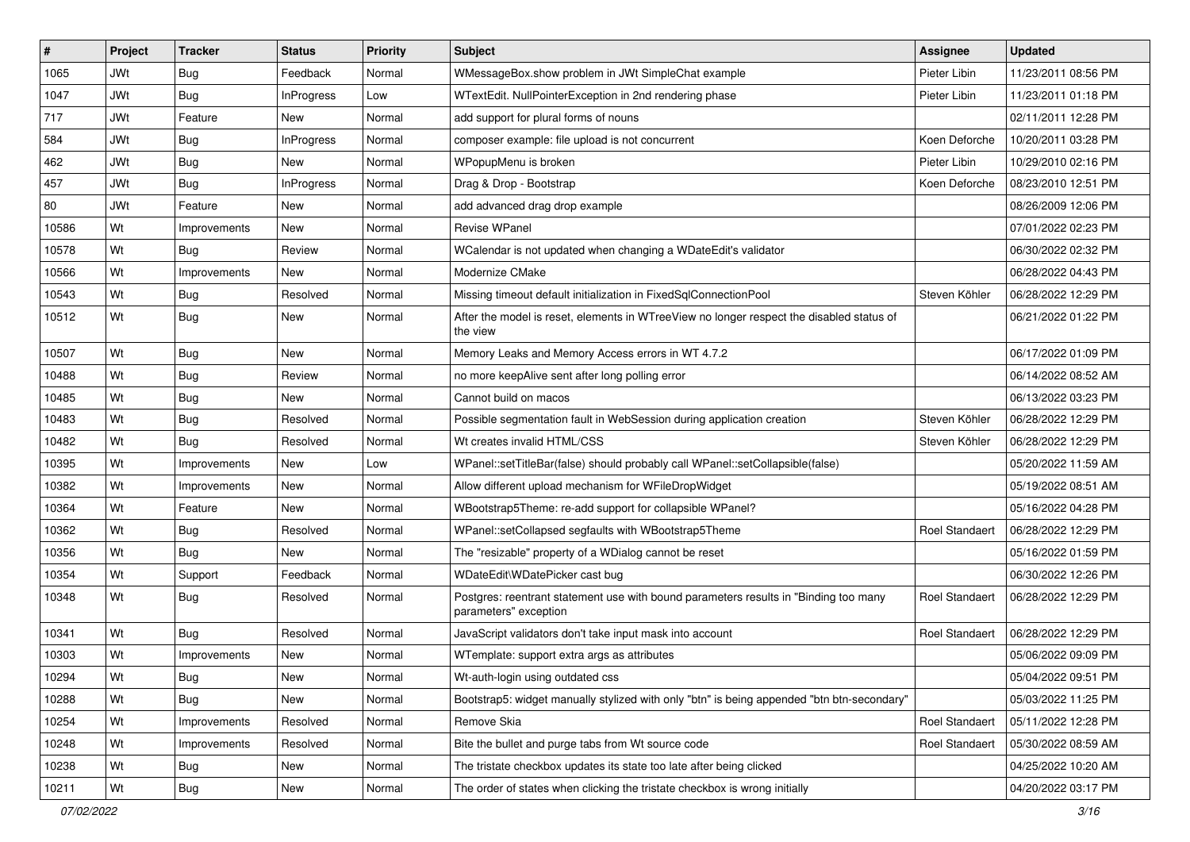| # | Project | Tracker | Status | Priority | Subject | Assignee | Updated |
|---|---|---|---|---|---|---|---|
| 1065 | JWt | Bug | Feedback | Normal | WMessageBox.show problem in JWt SimpleChat example | Pieter Libin | 11/23/2011 08:56 PM |
| 1047 | JWt | Bug | InProgress | Low | WTextEdit. NullPointerException in 2nd rendering phase | Pieter Libin | 11/23/2011 01:18 PM |
| 717 | JWt | Feature | New | Normal | add support for plural forms of nouns | | 02/11/2011 12:28 PM |
| 584 | JWt | Bug | InProgress | Normal | composer example: file upload is not concurrent | Koen Deforche | 10/20/2011 03:28 PM |
| 462 | JWt | Bug | New | Normal | WPopupMenu is broken | Pieter Libin | 10/29/2010 02:16 PM |
| 457 | JWt | Bug | InProgress | Normal | Drag & Drop - Bootstrap | Koen Deforche | 08/23/2010 12:51 PM |
| 80 | JWt | Feature | New | Normal | add advanced drag drop example | | 08/26/2009 12:06 PM |
| 10586 | Wt | Improvements | New | Normal | Revise WPanel | | 07/01/2022 02:23 PM |
| 10578 | Wt | Bug | Review | Normal | WCalendar is not updated when changing a WDateEdit's validator | | 06/30/2022 02:32 PM |
| 10566 | Wt | Improvements | New | Normal | Modernize CMake | | 06/28/2022 04:43 PM |
| 10543 | Wt | Bug | Resolved | Normal | Missing timeout default initialization in FixedSqlConnectionPool | Steven Köhler | 06/28/2022 12:29 PM |
| 10512 | Wt | Bug | New | Normal | After the model is reset, elements in WTreeView no longer respect the disabled status of the view | | 06/21/2022 01:22 PM |
| 10507 | Wt | Bug | New | Normal | Memory Leaks and Memory Access errors in WT 4.7.2 | | 06/17/2022 01:09 PM |
| 10488 | Wt | Bug | Review | Normal | no more keepAlive sent after long polling error | | 06/14/2022 08:52 AM |
| 10485 | Wt | Bug | New | Normal | Cannot build on macos | | 06/13/2022 03:23 PM |
| 10483 | Wt | Bug | Resolved | Normal | Possible segmentation fault in WebSession during application creation | Steven Köhler | 06/28/2022 12:29 PM |
| 10482 | Wt | Bug | Resolved | Normal | Wt creates invalid HTML/CSS | Steven Köhler | 06/28/2022 12:29 PM |
| 10395 | Wt | Improvements | New | Low | WPanel::setTitleBar(false) should probably call WPanel::setCollapsible(false) | | 05/20/2022 11:59 AM |
| 10382 | Wt | Improvements | New | Normal | Allow different upload mechanism for WFileDropWidget | | 05/19/2022 08:51 AM |
| 10364 | Wt | Feature | New | Normal | WBootstrap5Theme: re-add support for collapsible WPanel? | | 05/16/2022 04:28 PM |
| 10362 | Wt | Bug | Resolved | Normal | WPanel::setCollapsed segfaults with WBootstrap5Theme | Roel Standaert | 06/28/2022 12:29 PM |
| 10356 | Wt | Bug | New | Normal | The "resizable" property of a WDialog cannot be reset | | 05/16/2022 01:59 PM |
| 10354 | Wt | Support | Feedback | Normal | WDateEdit\WDatePicker cast bug | | 06/30/2022 12:26 PM |
| 10348 | Wt | Bug | Resolved | Normal | Postgres: reentrant statement use with bound parameters results in "Binding too many parameters" exception | Roel Standaert | 06/28/2022 12:29 PM |
| 10341 | Wt | Bug | Resolved | Normal | JavaScript validators don't take input mask into account | Roel Standaert | 06/28/2022 12:29 PM |
| 10303 | Wt | Improvements | New | Normal | WTemplate: support extra args as attributes | | 05/06/2022 09:09 PM |
| 10294 | Wt | Bug | New | Normal | Wt-auth-login using outdated css | | 05/04/2022 09:51 PM |
| 10288 | Wt | Bug | New | Normal | Bootstrap5: widget manually stylized with only "btn" is being appended "btn btn-secondary" | | 05/03/2022 11:25 PM |
| 10254 | Wt | Improvements | Resolved | Normal | Remove Skia | Roel Standaert | 05/11/2022 12:28 PM |
| 10248 | Wt | Improvements | Resolved | Normal | Bite the bullet and purge tabs from Wt source code | Roel Standaert | 05/30/2022 08:59 AM |
| 10238 | Wt | Bug | New | Normal | The tristate checkbox updates its state too late after being clicked | | 04/25/2022 10:20 AM |
| 10211 | Wt | Bug | New | Normal | The order of states when clicking the tristate checkbox is wrong initially | | 04/20/2022 03:17 PM |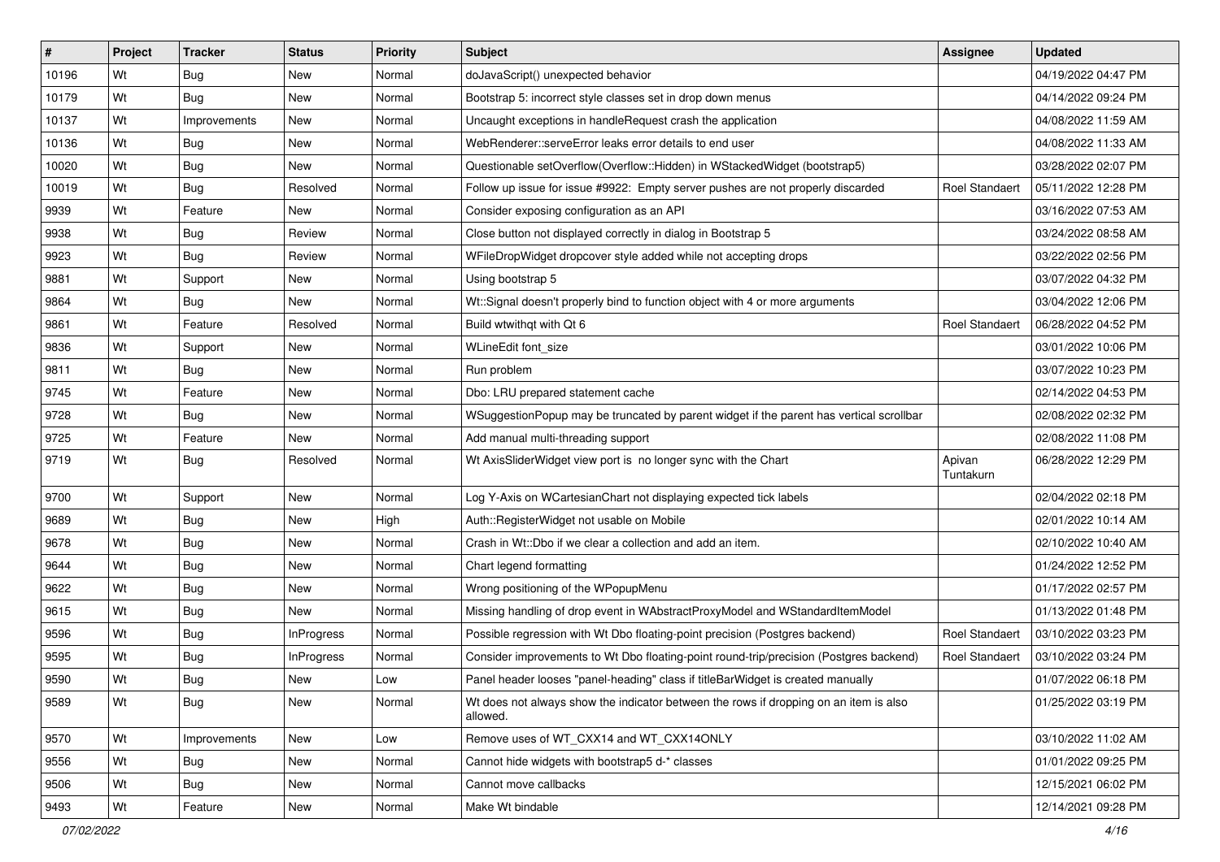| # | Project | Tracker | Status | Priority | Subject | Assignee | Updated |
|---|---|---|---|---|---|---|---|
| 10196 | Wt | Bug | New | Normal | doJavaScript() unexpected behavior | | 04/19/2022 04:47 PM |
| 10179 | Wt | Bug | New | Normal | Bootstrap 5: incorrect style classes set in drop down menus | | 04/14/2022 09:24 PM |
| 10137 | Wt | Improvements | New | Normal | Uncaught exceptions in handleRequest crash the application | | 04/08/2022 11:59 AM |
| 10136 | Wt | Bug | New | Normal | WebRenderer::serveError leaks error details to end user | | 04/08/2022 11:33 AM |
| 10020 | Wt | Bug | New | Normal | Questionable setOverflow(Overflow::Hidden) in WStackedWidget (bootstrap5) | | 03/28/2022 02:07 PM |
| 10019 | Wt | Bug | Resolved | Normal | Follow up issue for issue #9922: Empty server pushes are not properly discarded | Roel Standaert | 05/11/2022 12:28 PM |
| 9939 | Wt | Feature | New | Normal | Consider exposing configuration as an API | | 03/16/2022 07:53 AM |
| 9938 | Wt | Bug | Review | Normal | Close button not displayed correctly in dialog in Bootstrap 5 | | 03/24/2022 08:58 AM |
| 9923 | Wt | Bug | Review | Normal | WFileDropWidget dropcover style added while not accepting drops | | 03/22/2022 02:56 PM |
| 9881 | Wt | Support | New | Normal | Using bootstrap 5 | | 03/07/2022 04:32 PM |
| 9864 | Wt | Bug | New | Normal | Wt::Signal doesn't properly bind to function object with 4 or more arguments | | 03/04/2022 12:06 PM |
| 9861 | Wt | Feature | Resolved | Normal | Build wtwithqt with Qt 6 | Roel Standaert | 06/28/2022 04:52 PM |
| 9836 | Wt | Support | New | Normal | WLineEdit font_size | | 03/01/2022 10:06 PM |
| 9811 | Wt | Bug | New | Normal | Run problem | | 03/07/2022 10:23 PM |
| 9745 | Wt | Feature | New | Normal | Dbo: LRU prepared statement cache | | 02/14/2022 04:53 PM |
| 9728 | Wt | Bug | New | Normal | WSuggestionPopup may be truncated by parent widget if the parent has vertical scrollbar | | 02/08/2022 02:32 PM |
| 9725 | Wt | Feature | New | Normal | Add manual multi-threading support | | 02/08/2022 11:08 PM |
| 9719 | Wt | Bug | Resolved | Normal | Wt AxisSliderWidget view port is no longer sync with the Chart | Apivan Tuntakurn | 06/28/2022 12:29 PM |
| 9700 | Wt | Support | New | Normal | Log Y-Axis on WCartesianChart not displaying expected tick labels | | 02/04/2022 02:18 PM |
| 9689 | Wt | Bug | New | High | Auth::RegisterWidget not usable on Mobile | | 02/01/2022 10:14 AM |
| 9678 | Wt | Bug | New | Normal | Crash in Wt::Dbo if we clear a collection and add an item. | | 02/10/2022 10:40 AM |
| 9644 | Wt | Bug | New | Normal | Chart legend formatting | | 01/24/2022 12:52 PM |
| 9622 | Wt | Bug | New | Normal | Wrong positioning of the WPopupMenu | | 01/17/2022 02:57 PM |
| 9615 | Wt | Bug | New | Normal | Missing handling of drop event in WAbstractProxyModel and WStandardItemModel | | 01/13/2022 01:48 PM |
| 9596 | Wt | Bug | InProgress | Normal | Possible regression with Wt Dbo floating-point precision (Postgres backend) | Roel Standaert | 03/10/2022 03:23 PM |
| 9595 | Wt | Bug | InProgress | Normal | Consider improvements to Wt Dbo floating-point round-trip/precision (Postgres backend) | Roel Standaert | 03/10/2022 03:24 PM |
| 9590 | Wt | Bug | New | Low | Panel header looses "panel-heading" class if titleBarWidget is created manually | | 01/07/2022 06:18 PM |
| 9589 | Wt | Bug | New | Normal | Wt does not always show the indicator between the rows if dropping on an item is also allowed. | | 01/25/2022 03:19 PM |
| 9570 | Wt | Improvements | New | Low | Remove uses of WT_CXX14 and WT_CXX14ONLY | | 03/10/2022 11:02 AM |
| 9556 | Wt | Bug | New | Normal | Cannot hide widgets with bootstrap5 d-* classes | | 01/01/2022 09:25 PM |
| 9506 | Wt | Bug | New | Normal | Cannot move callbacks | | 12/15/2021 06:02 PM |
| 9493 | Wt | Feature | New | Normal | Make Wt bindable | | 12/14/2021 09:28 PM |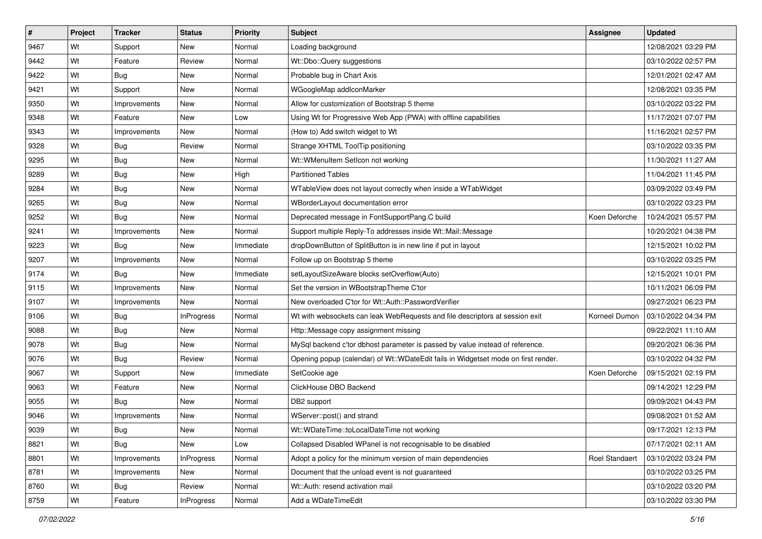| # | Project | Tracker | Status | Priority | Subject | Assignee | Updated |
|---|---|---|---|---|---|---|---|
| 9467 | Wt | Support | New | Normal | Loading background | | 12/08/2021 03:29 PM |
| 9442 | Wt | Feature | Review | Normal | Wt::Dbo::Query suggestions | | 03/10/2022 02:57 PM |
| 9422 | Wt | Bug | New | Normal | Probable bug in Chart Axis | | 12/01/2021 02:47 AM |
| 9421 | Wt | Support | New | Normal | WGoogleMap addIconMarker | | 12/08/2021 03:35 PM |
| 9350 | Wt | Improvements | New | Normal | Allow for customization of Bootstrap 5 theme | | 03/10/2022 03:22 PM |
| 9348 | Wt | Feature | New | Low | Using Wt for Progressive Web App (PWA) with offline capabilities | | 11/17/2021 07:07 PM |
| 9343 | Wt | Improvements | New | Normal | (How to) Add switch widget to Wt | | 11/16/2021 02:57 PM |
| 9328 | Wt | Bug | Review | Normal | Strange XHTML ToolTip positioning | | 03/10/2022 03:35 PM |
| 9295 | Wt | Bug | New | Normal | Wt::WMenuItem SetIcon not working | | 11/30/2021 11:27 AM |
| 9289 | Wt | Bug | New | High | Partitioned Tables | | 11/04/2021 11:45 PM |
| 9284 | Wt | Bug | New | Normal | WTableView does not layout correctly when inside a WTabWidget | | 03/09/2022 03:49 PM |
| 9265 | Wt | Bug | New | Normal | WBorderLayout documentation error | | 03/10/2022 03:23 PM |
| 9252 | Wt | Bug | New | Normal | Deprecated message in FontSupportPang.C build | Koen Deforche | 10/24/2021 05:57 PM |
| 9241 | Wt | Improvements | New | Normal | Support multiple Reply-To addresses inside Wt::Mail::Message | | 10/20/2021 04:38 PM |
| 9223 | Wt | Bug | New | Immediate | dropDownButton of SplitButton is in new line if put in layout | | 12/15/2021 10:02 PM |
| 9207 | Wt | Improvements | New | Normal | Follow up on Bootstrap 5 theme | | 03/10/2022 03:25 PM |
| 9174 | Wt | Bug | New | Immediate | setLayoutSizeAware blocks setOverflow(Auto) | | 12/15/2021 10:01 PM |
| 9115 | Wt | Improvements | New | Normal | Set the version in WBootstrapTheme C'tor | | 10/11/2021 06:09 PM |
| 9107 | Wt | Improvements | New | Normal | New overloaded C'tor for Wt::Auth::PasswordVerifier | | 09/27/2021 06:23 PM |
| 9106 | Wt | Bug | InProgress | Normal | Wt with websockets can leak WebRequests and file descriptors at session exit | Korneel Dumon | 03/10/2022 04:34 PM |
| 9088 | Wt | Bug | New | Normal | Http::Message copy assignment missing | | 09/22/2021 11:10 AM |
| 9078 | Wt | Bug | New | Normal | MySql backend c'tor dbhost parameter is passed by value instead of reference. | | 09/20/2021 06:36 PM |
| 9076 | Wt | Bug | Review | Normal | Opening popup (calendar) of Wt::WDateEdit fails in Widgetset mode on first render. | | 03/10/2022 04:32 PM |
| 9067 | Wt | Support | New | Immediate | SetCookie age | Koen Deforche | 09/15/2021 02:19 PM |
| 9063 | Wt | Feature | New | Normal | ClickHouse DBO Backend | | 09/14/2021 12:29 PM |
| 9055 | Wt | Bug | New | Normal | DB2 support | | 09/09/2021 04:43 PM |
| 9046 | Wt | Improvements | New | Normal | WServer::post() and strand | | 09/08/2021 01:52 AM |
| 9039 | Wt | Bug | New | Normal | Wt::WDateTime::toLocalDateTime not working | | 09/17/2021 12:13 PM |
| 8821 | Wt | Bug | New | Low | Collapsed Disabled WPanel is not recognisable to be disabled | | 07/17/2021 02:11 AM |
| 8801 | Wt | Improvements | InProgress | Normal | Adopt a policy for the minimum version of main dependencies | Roel Standaert | 03/10/2022 03:24 PM |
| 8781 | Wt | Improvements | New | Normal | Document that the unload event is not guaranteed | | 03/10/2022 03:25 PM |
| 8760 | Wt | Bug | Review | Normal | Wt::Auth: resend activation mail | | 03/10/2022 03:20 PM |
| 8759 | Wt | Feature | InProgress | Normal | Add a WDateTimeEdit | | 03/10/2022 03:30 PM |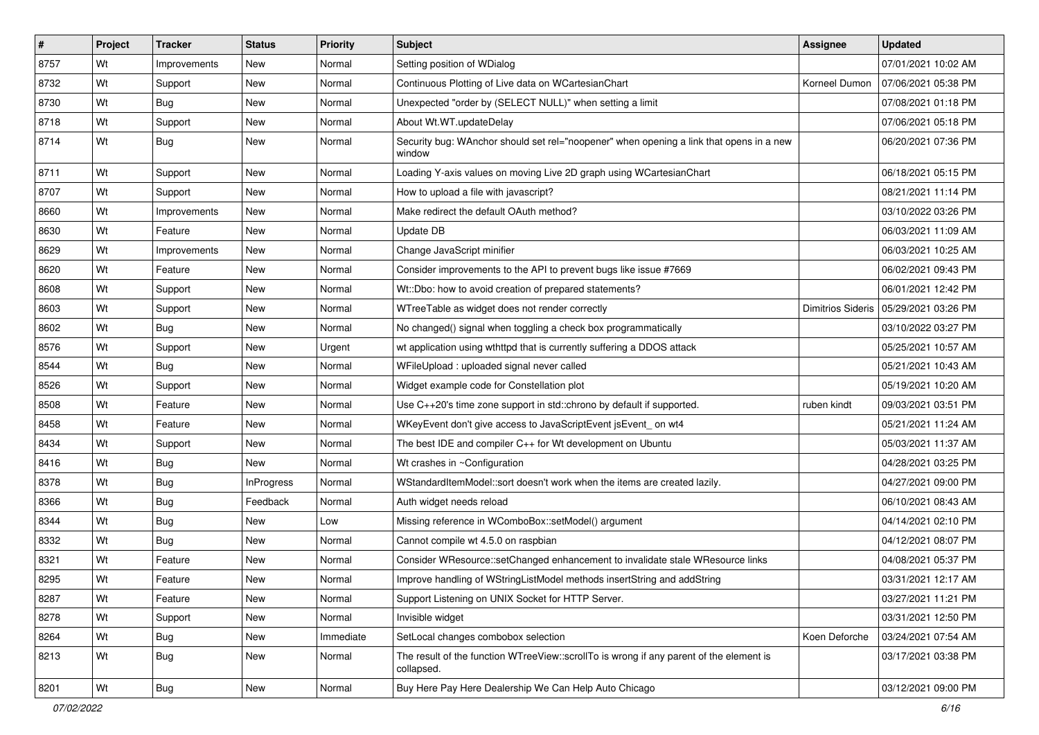| # | Project | Tracker | Status | Priority | Subject | Assignee | Updated |
|---|---|---|---|---|---|---|---|
| 8757 | Wt | Improvements | New | Normal | Setting position of WDialog | | 07/01/2021 10:02 AM |
| 8732 | Wt | Support | New | Normal | Continuous Plotting of Live data on WCartesianChart | Korneel Dumon | 07/06/2021 05:38 PM |
| 8730 | Wt | Bug | New | Normal | Unexpected "order by (SELECT NULL)" when setting a limit | | 07/08/2021 01:18 PM |
| 8718 | Wt | Support | New | Normal | About Wt.WT.updateDelay | | 07/06/2021 05:18 PM |
| 8714 | Wt | Bug | New | Normal | Security bug: WAnchor should set rel="noopener" when opening a link that opens in a new window | | 06/20/2021 07:36 PM |
| 8711 | Wt | Support | New | Normal | Loading Y-axis values on moving Live 2D graph using WCartesianChart | | 06/18/2021 05:15 PM |
| 8707 | Wt | Support | New | Normal | How to upload a file with javascript? | | 08/21/2021 11:14 PM |
| 8660 | Wt | Improvements | New | Normal | Make redirect the default OAuth method? | | 03/10/2022 03:26 PM |
| 8630 | Wt | Feature | New | Normal | Update DB | | 06/03/2021 11:09 AM |
| 8629 | Wt | Improvements | New | Normal | Change JavaScript minifier | | 06/03/2021 10:25 AM |
| 8620 | Wt | Feature | New | Normal | Consider improvements to the API to prevent bugs like issue #7669 | | 06/02/2021 09:43 PM |
| 8608 | Wt | Support | New | Normal | Wt::Dbo: how to avoid creation of prepared statements? | | 06/01/2021 12:42 PM |
| 8603 | Wt | Support | New | Normal | WTreeTable as widget does not render correctly | Dimitrios Sideris | 05/29/2021 03:26 PM |
| 8602 | Wt | Bug | New | Normal | No changed() signal when toggling a check box programmatically | | 03/10/2022 03:27 PM |
| 8576 | Wt | Support | New | Urgent | wt application using wthttpd that is currently suffering a DDOS attack | | 05/25/2021 10:57 AM |
| 8544 | Wt | Bug | New | Normal | WFileUpload : uploaded signal never called | | 05/21/2021 10:43 AM |
| 8526 | Wt | Support | New | Normal | Widget example code for Constellation plot | | 05/19/2021 10:20 AM |
| 8508 | Wt | Feature | New | Normal | Use C++20's time zone support in std::chrono by default if supported. | ruben kindt | 09/03/2021 03:51 PM |
| 8458 | Wt | Feature | New | Normal | WKeyEvent don't give access to JavaScriptEvent jsEvent_ on wt4 | | 05/21/2021 11:24 AM |
| 8434 | Wt | Support | New | Normal | The best IDE and compiler C++ for Wt development on Ubuntu | | 05/03/2021 11:37 AM |
| 8416 | Wt | Bug | New | Normal | Wt crashes in ~Configuration | | 04/28/2021 03:25 PM |
| 8378 | Wt | Bug | InProgress | Normal | WStandardItemModel::sort doesn't work when the items are created lazily. | | 04/27/2021 09:00 PM |
| 8366 | Wt | Bug | Feedback | Normal | Auth widget needs reload | | 06/10/2021 08:43 AM |
| 8344 | Wt | Bug | New | Low | Missing reference in WComboBox::setModel() argument | | 04/14/2021 02:10 PM |
| 8332 | Wt | Bug | New | Normal | Cannot compile wt 4.5.0 on raspbian | | 04/12/2021 08:07 PM |
| 8321 | Wt | Feature | New | Normal | Consider WResource::setChanged enhancement to invalidate stale WResource links | | 04/08/2021 05:37 PM |
| 8295 | Wt | Feature | New | Normal | Improve handling of WStringListModel methods insertString and addString | | 03/31/2021 12:17 AM |
| 8287 | Wt | Feature | New | Normal | Support Listening on UNIX Socket for HTTP Server. | | 03/27/2021 11:21 PM |
| 8278 | Wt | Support | New | Normal | Invisible widget | | 03/31/2021 12:50 PM |
| 8264 | Wt | Bug | New | Immediate | SetLocal changes combobox selection | Koen Deforche | 03/24/2021 07:54 AM |
| 8213 | Wt | Bug | New | Normal | The result of the function WTreeView::scrollTo is wrong if any parent of the element is collapsed. | | 03/17/2021 03:38 PM |
| 8201 | Wt | Bug | New | Normal | Buy Here Pay Here Dealership We Can Help Auto Chicago | | 03/12/2021 09:00 PM |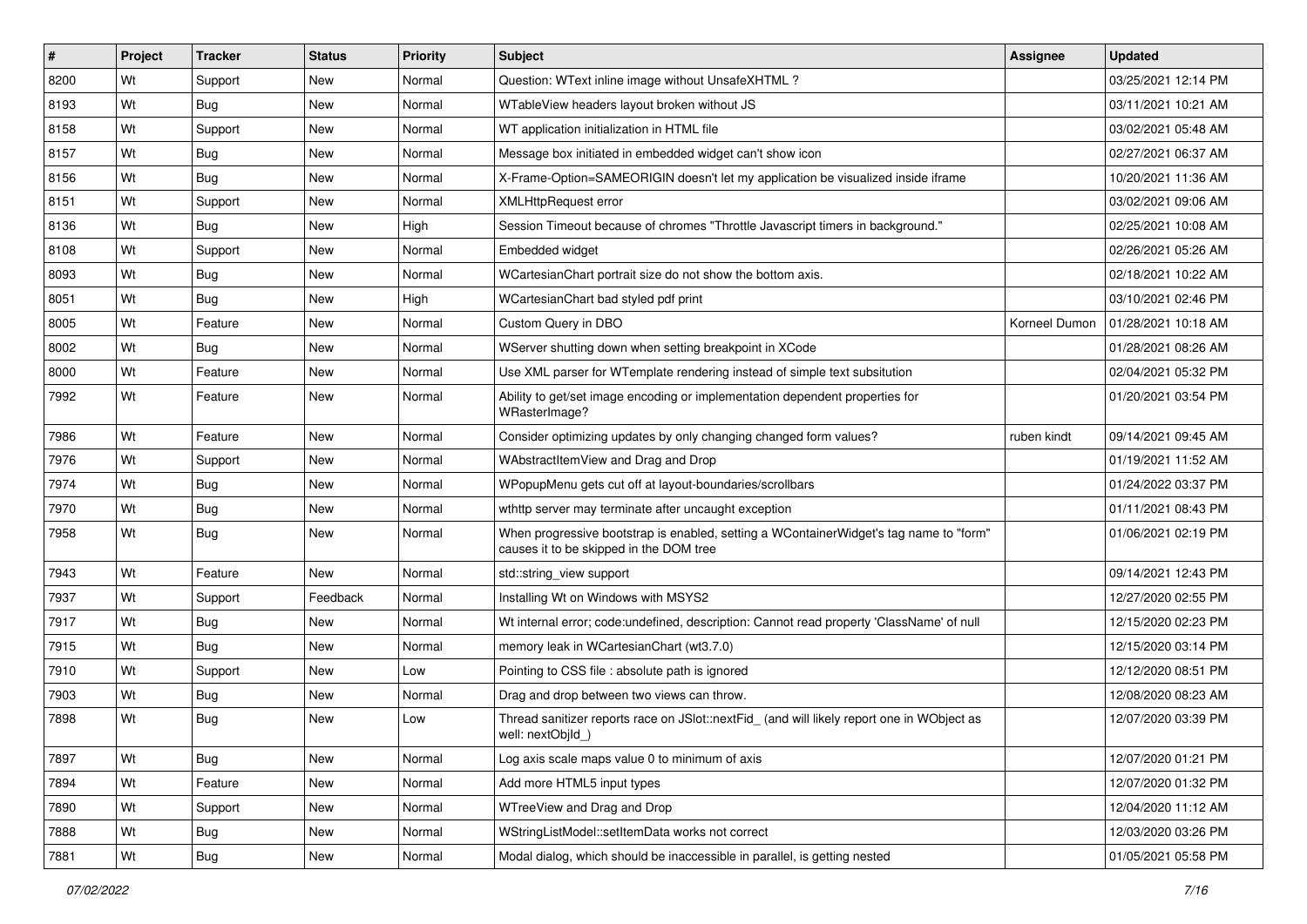| # | Project | Tracker | Status | Priority | Subject | Assignee | Updated |
|---|---|---|---|---|---|---|---|
| 8200 | Wt | Support | New | Normal | Question: WText inline image without UnsafeXHTML ? | | 03/25/2021 12:14 PM |
| 8193 | Wt | Bug | New | Normal | WTableView headers layout broken without JS | | 03/11/2021 10:21 AM |
| 8158 | Wt | Support | New | Normal | WT application initialization in HTML file | | 03/02/2021 05:48 AM |
| 8157 | Wt | Bug | New | Normal | Message box initiated in embedded widget can't show icon | | 02/27/2021 06:37 AM |
| 8156 | Wt | Bug | New | Normal | X-Frame-Option=SAMEORIGIN doesn't let my application be visualized inside iframe | | 10/20/2021 11:36 AM |
| 8151 | Wt | Support | New | Normal | XMLHttpRequest error | | 03/02/2021 09:06 AM |
| 8136 | Wt | Bug | New | High | Session Timeout because of chromes "Throttle Javascript timers in background." | | 02/25/2021 10:08 AM |
| 8108 | Wt | Support | New | Normal | Embedded widget | | 02/26/2021 05:26 AM |
| 8093 | Wt | Bug | New | Normal | WCartesianChart portrait size do not show the bottom axis. | | 02/18/2021 10:22 AM |
| 8051 | Wt | Bug | New | High | WCartesianChart bad styled pdf print | | 03/10/2021 02:46 PM |
| 8005 | Wt | Feature | New | Normal | Custom Query in DBO | Korneel Dumon | 01/28/2021 10:18 AM |
| 8002 | Wt | Bug | New | Normal | WServer shutting down when setting breakpoint in XCode | | 01/28/2021 08:26 AM |
| 8000 | Wt | Feature | New | Normal | Use XML parser for WTemplate rendering instead of simple text subsitution | | 02/04/2021 05:32 PM |
| 7992 | Wt | Feature | New | Normal | Ability to get/set image encoding or implementation dependent properties for WRasterImage? | | 01/20/2021 03:54 PM |
| 7986 | Wt | Feature | New | Normal | Consider optimizing updates by only changing changed form values? | ruben kindt | 09/14/2021 09:45 AM |
| 7976 | Wt | Support | New | Normal | WAbstractItemView and Drag and Drop | | 01/19/2021 11:52 AM |
| 7974 | Wt | Bug | New | Normal | WPopupMenu gets cut off at layout-boundaries/scrollbars | | 01/24/2022 03:37 PM |
| 7970 | Wt | Bug | New | Normal | wthttp server may terminate after uncaught exception | | 01/11/2021 08:43 PM |
| 7958 | Wt | Bug | New | Normal | When progressive bootstrap is enabled, setting a WContainerWidget's tag name to "form" causes it to be skipped in the DOM tree | | 01/06/2021 02:19 PM |
| 7943 | Wt | Feature | New | Normal | std::string_view support | | 09/14/2021 12:43 PM |
| 7937 | Wt | Support | Feedback | Normal | Installing Wt on Windows with MSYS2 | | 12/27/2020 02:55 PM |
| 7917 | Wt | Bug | New | Normal | Wt internal error; code:undefined, description: Cannot read property 'ClassName' of null | | 12/15/2020 02:23 PM |
| 7915 | Wt | Bug | New | Normal | memory leak in WCartesianChart (wt3.7.0) | | 12/15/2020 03:14 PM |
| 7910 | Wt | Support | New | Low | Pointing to CSS file : absolute path is ignored | | 12/12/2020 08:51 PM |
| 7903 | Wt | Bug | New | Normal | Drag and drop between two views can throw. | | 12/08/2020 08:23 AM |
| 7898 | Wt | Bug | New | Low | Thread sanitizer reports race on JSlot::nextFid_ (and will likely report one in WObject as well: nextObjId_) | | 12/07/2020 03:39 PM |
| 7897 | Wt | Bug | New | Normal | Log axis scale maps value 0 to minimum of axis | | 12/07/2020 01:21 PM |
| 7894 | Wt | Feature | New | Normal | Add more HTML5 input types | | 12/07/2020 01:32 PM |
| 7890 | Wt | Support | New | Normal | WTreeView and Drag and Drop | | 12/04/2020 11:12 AM |
| 7888 | Wt | Bug | New | Normal | WStringListModel::setItemData works not correct | | 12/03/2020 03:26 PM |
| 7881 | Wt | Bug | New | Normal | Modal dialog, which should be inaccessible in parallel, is getting nested | | 01/05/2021 05:58 PM |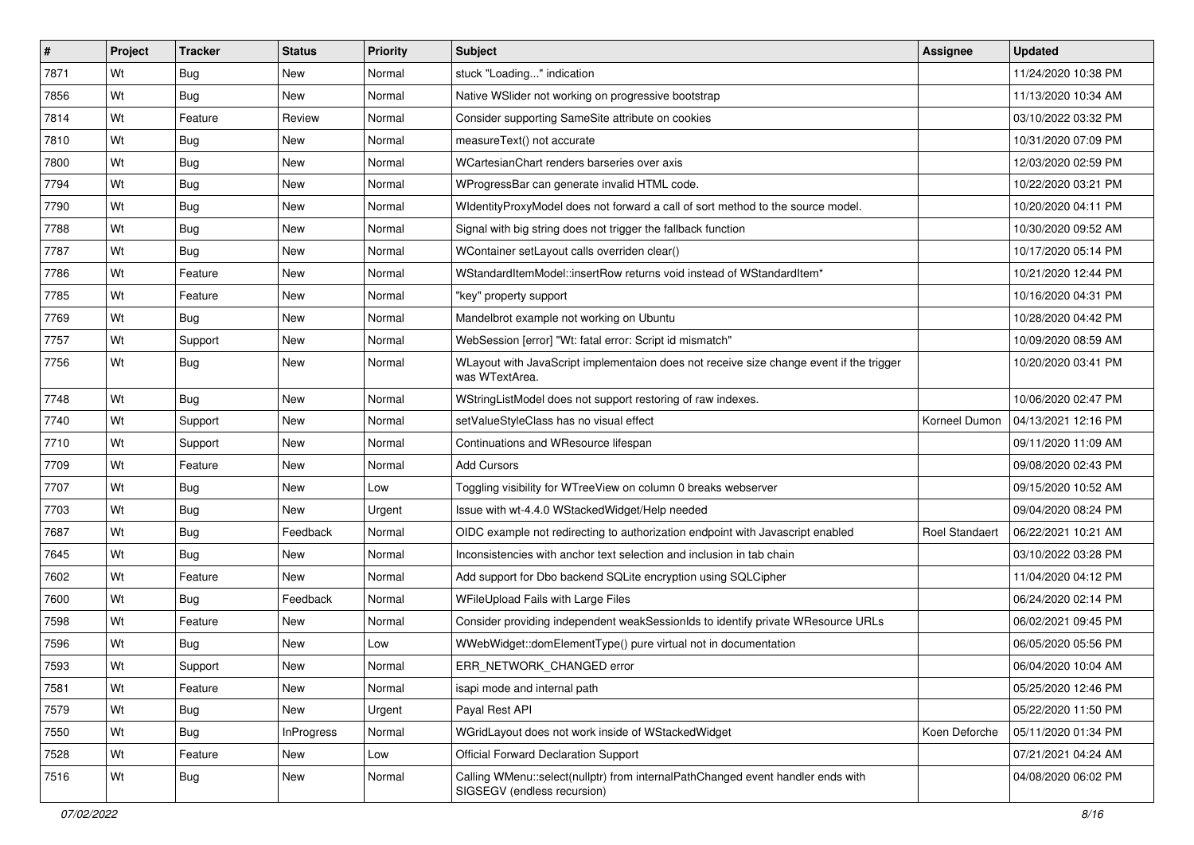| # | Project | Tracker | Status | Priority | Subject | Assignee | Updated |
|---|---|---|---|---|---|---|---|
| 7871 | Wt | Bug | New | Normal | stuck "Loading..." indication | | 11/24/2020 10:38 PM |
| 7856 | Wt | Bug | New | Normal | Native WSlider not working on progressive bootstrap | | 11/13/2020 10:34 AM |
| 7814 | Wt | Feature | Review | Normal | Consider supporting SameSite attribute on cookies | | 03/10/2022 03:32 PM |
| 7810 | Wt | Bug | New | Normal | measureText() not accurate | | 10/31/2020 07:09 PM |
| 7800 | Wt | Bug | New | Normal | WCartesianChart renders barseries over axis | | 12/03/2020 02:59 PM |
| 7794 | Wt | Bug | New | Normal | WProgressBar can generate invalid HTML code. | | 10/22/2020 03:21 PM |
| 7790 | Wt | Bug | New | Normal | WIdentityProxyModel does not forward a call of sort method to the source model. | | 10/20/2020 04:11 PM |
| 7788 | Wt | Bug | New | Normal | Signal with big string does not trigger the fallback function | | 10/30/2020 09:52 AM |
| 7787 | Wt | Bug | New | Normal | WContainer setLayout calls overriden clear() | | 10/17/2020 05:14 PM |
| 7786 | Wt | Feature | New | Normal | WStandardItemModel::insertRow returns void instead of WStandardItem* | | 10/21/2020 12:44 PM |
| 7785 | Wt | Feature | New | Normal | "key" property support | | 10/16/2020 04:31 PM |
| 7769 | Wt | Bug | New | Normal | Mandelbrot example not working on Ubuntu | | 10/28/2020 04:42 PM |
| 7757 | Wt | Support | New | Normal | WebSession [error] "Wt: fatal error: Script id mismatch" | | 10/09/2020 08:59 AM |
| 7756 | Wt | Bug | New | Normal | WLayout with JavaScript implementaion does not receive size change event if the trigger was WTextArea. | | 10/20/2020 03:41 PM |
| 7748 | Wt | Bug | New | Normal | WStringListModel does not support restoring of raw indexes. | | 10/06/2020 02:47 PM |
| 7740 | Wt | Support | New | Normal | setValueStyleClass has no visual effect | Korneel Dumon | 04/13/2021 12:16 PM |
| 7710 | Wt | Support | New | Normal | Continuations and WResource lifespan | | 09/11/2020 11:09 AM |
| 7709 | Wt | Feature | New | Normal | Add Cursors | | 09/08/2020 02:43 PM |
| 7707 | Wt | Bug | New | Low | Toggling visibility for WTreeView on column 0 breaks webserver | | 09/15/2020 10:52 AM |
| 7703 | Wt | Bug | New | Urgent | Issue with wt-4.4.0 WStackedWidget/Help needed | | 09/04/2020 08:24 PM |
| 7687 | Wt | Bug | Feedback | Normal | OIDC example not redirecting to authorization endpoint with Javascript enabled | Roel Standaert | 06/22/2021 10:21 AM |
| 7645 | Wt | Bug | New | Normal | Inconsistencies with anchor text selection and inclusion in tab chain | | 03/10/2022 03:28 PM |
| 7602 | Wt | Feature | New | Normal | Add support for Dbo backend SQLite encryption using SQLCipher | | 11/04/2020 04:12 PM |
| 7600 | Wt | Bug | Feedback | Normal | WFileUpload Fails with Large Files | | 06/24/2020 02:14 PM |
| 7598 | Wt | Feature | New | Normal | Consider providing independent weakSessionIds to identify private WResource URLs | | 06/02/2021 09:45 PM |
| 7596 | Wt | Bug | New | Low | WWebWidget::domElementType() pure virtual not in documentation | | 06/05/2020 05:56 PM |
| 7593 | Wt | Support | New | Normal | ERR_NETWORK_CHANGED error | | 06/04/2020 10:04 AM |
| 7581 | Wt | Feature | New | Normal | isapi mode and internal path | | 05/25/2020 12:46 PM |
| 7579 | Wt | Bug | New | Urgent | Payal Rest API | | 05/22/2020 11:50 PM |
| 7550 | Wt | Bug | InProgress | Normal | WGridLayout does not work inside of WStackedWidget | Koen Deforche | 05/11/2020 01:34 PM |
| 7528 | Wt | Feature | New | Low | Official Forward Declaration Support | | 07/21/2021 04:24 AM |
| 7516 | Wt | Bug | New | Normal | Calling WMenu::select(nullptr) from internalPathChanged event handler ends with SIGSEGV (endless recursion) | | 04/08/2020 06:02 PM |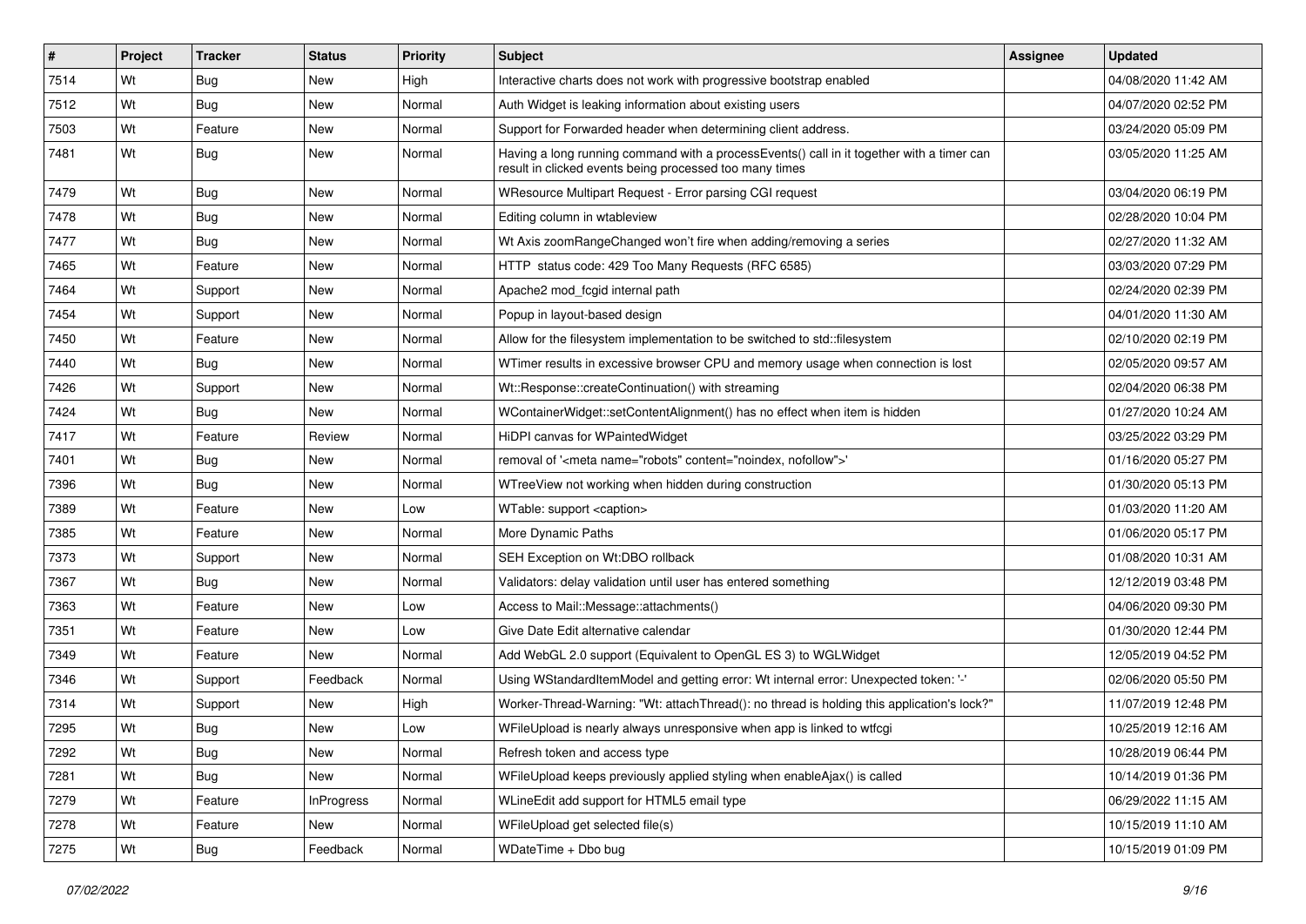| # | Project | Tracker | Status | Priority | Subject | Assignee | Updated |
|---|---|---|---|---|---|---|---|
| 7514 | Wt | Bug | New | High | Interactive charts does not work with progressive bootstrap enabled | | 04/08/2020 11:42 AM |
| 7512 | Wt | Bug | New | Normal | Auth Widget is leaking information about existing users | | 04/07/2020 02:52 PM |
| 7503 | Wt | Feature | New | Normal | Support for Forwarded header when determining client address. | | 03/24/2020 05:09 PM |
| 7481 | Wt | Bug | New | Normal | Having a long running command with a processEvents() call in it together with a timer can result in clicked events being processed too many times | | 03/05/2020 11:25 AM |
| 7479 | Wt | Bug | New | Normal | WResource Multipart Request - Error parsing CGI request | | 03/04/2020 06:19 PM |
| 7478 | Wt | Bug | New | Normal | Editing column in wtableview | | 02/28/2020 10:04 PM |
| 7477 | Wt | Bug | New | Normal | Wt Axis zoomRangeChanged won't fire when adding/removing a series | | 02/27/2020 11:32 AM |
| 7465 | Wt | Feature | New | Normal | HTTP status code: 429 Too Many Requests (RFC 6585) | | 03/03/2020 07:29 PM |
| 7464 | Wt | Support | New | Normal | Apache2 mod_fcgid internal path | | 02/24/2020 02:39 PM |
| 7454 | Wt | Support | New | Normal | Popup in layout-based design | | 04/01/2020 11:30 AM |
| 7450 | Wt | Feature | New | Normal | Allow for the filesystem implementation to be switched to std::filesystem | | 02/10/2020 02:19 PM |
| 7440 | Wt | Bug | New | Normal | WTimer results in excessive browser CPU and memory usage when connection is lost | | 02/05/2020 09:57 AM |
| 7426 | Wt | Support | New | Normal | Wt::Response::createContinuation() with streaming | | 02/04/2020 06:38 PM |
| 7424 | Wt | Bug | New | Normal | WContainerWidget::setContentAlignment() has no effect when item is hidden | | 01/27/2020 10:24 AM |
| 7417 | Wt | Feature | Review | Normal | HiDPI canvas for WPaintedWidget | | 03/25/2022 03:29 PM |
| 7401 | Wt | Bug | New | Normal | removal of '<meta name="robots" content="noindex, nofollow">' | | 01/16/2020 05:27 PM |
| 7396 | Wt | Bug | New | Normal | WTreeView not working when hidden during construction | | 01/30/2020 05:13 PM |
| 7389 | Wt | Feature | New | Low | WTable: support <caption> | | 01/03/2020 11:20 AM |
| 7385 | Wt | Feature | New | Normal | More Dynamic Paths | | 01/06/2020 05:17 PM |
| 7373 | Wt | Support | New | Normal | SEH Exception on Wt:DBO rollback | | 01/08/2020 10:31 AM |
| 7367 | Wt | Bug | New | Normal | Validators: delay validation until user has entered something | | 12/12/2019 03:48 PM |
| 7363 | Wt | Feature | New | Low | Access to Mail::Message::attachments() | | 04/06/2020 09:30 PM |
| 7351 | Wt | Feature | New | Low | Give Date Edit alternative calendar | | 01/30/2020 12:44 PM |
| 7349 | Wt | Feature | New | Normal | Add WebGL 2.0 support (Equivalent to OpenGL ES 3) to WGLWidget | | 12/05/2019 04:52 PM |
| 7346 | Wt | Support | Feedback | Normal | Using WStandardItemModel and getting error: Wt internal error: Unexpected token: '-' | | 02/06/2020 05:50 PM |
| 7314 | Wt | Support | New | High | Worker-Thread-Warning: "Wt: attachThread(): no thread is holding this application's lock?" | | 11/07/2019 12:48 PM |
| 7295 | Wt | Bug | New | Low | WFileUpload is nearly always unresponsive when app is linked to wtfcgi | | 10/25/2019 12:16 AM |
| 7292 | Wt | Bug | New | Normal | Refresh token and access type | | 10/28/2019 06:44 PM |
| 7281 | Wt | Bug | New | Normal | WFileUpload keeps previously applied styling when enableAjax() is called | | 10/14/2019 01:36 PM |
| 7279 | Wt | Feature | InProgress | Normal | WLineEdit add support for HTML5 email type | | 06/29/2022 11:15 AM |
| 7278 | Wt | Feature | New | Normal | WFileUpload get selected file(s) | | 10/15/2019 11:10 AM |
| 7275 | Wt | Bug | Feedback | Normal | WDateTime + Dbo bug | | 10/15/2019 01:09 PM |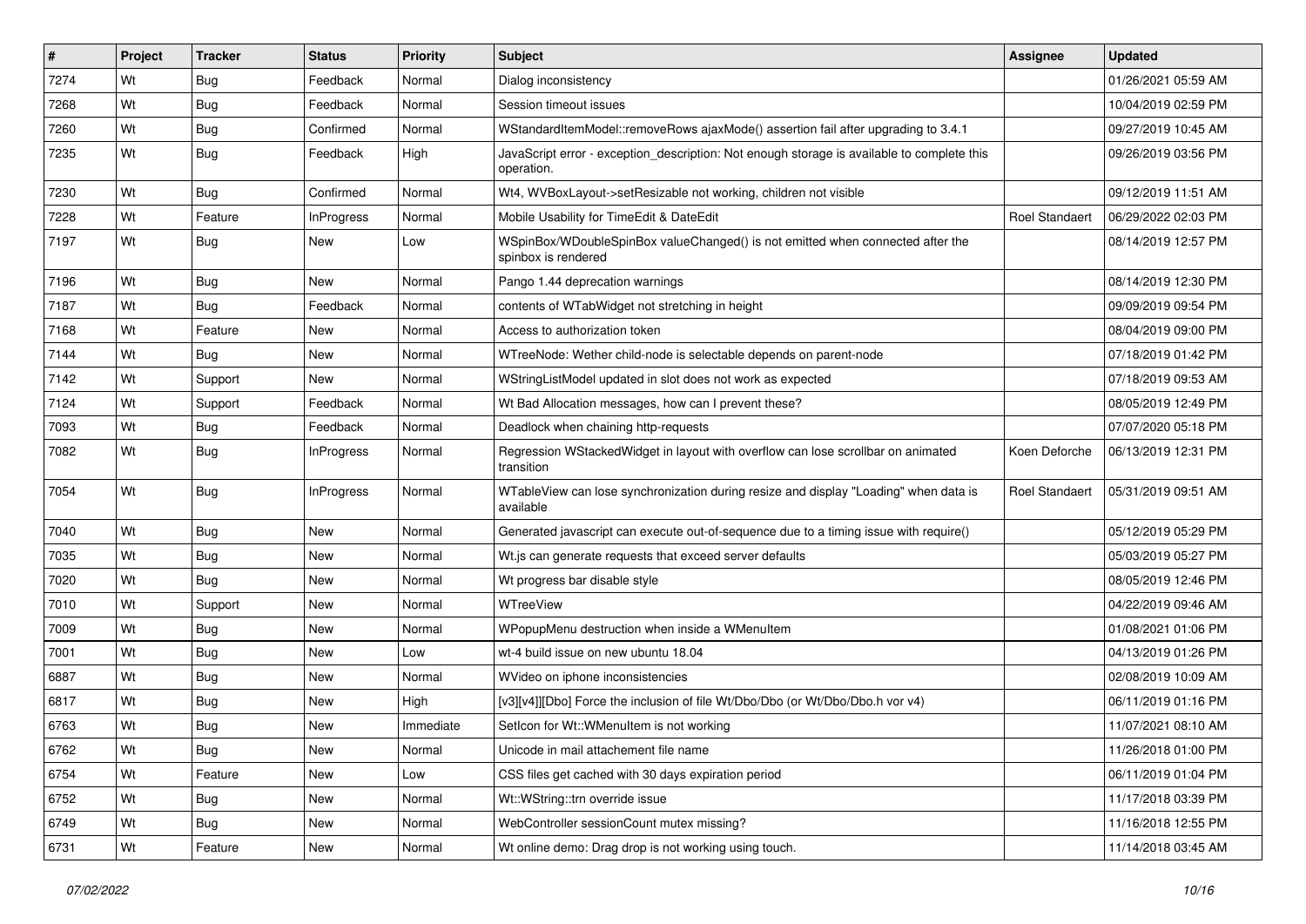| # | Project | Tracker | Status | Priority | Subject | Assignee | Updated |
|---|---|---|---|---|---|---|---|
| 7274 | Wt | Bug | Feedback | Normal | Dialog inconsistency | | 01/26/2021 05:59 AM |
| 7268 | Wt | Bug | Feedback | Normal | Session timeout issues | | 10/04/2019 02:59 PM |
| 7260 | Wt | Bug | Confirmed | Normal | WStandardItemModel::removeRows ajaxMode() assertion fail after upgrading to 3.4.1 | | 09/27/2019 10:45 AM |
| 7235 | Wt | Bug | Feedback | High | JavaScript error - exception_description: Not enough storage is available to complete this operation. | | 09/26/2019 03:56 PM |
| 7230 | Wt | Bug | Confirmed | Normal | Wt4, WVBoxLayout->setResizable not working, children not visible | | 09/12/2019 11:51 AM |
| 7228 | Wt | Feature | InProgress | Normal | Mobile Usability for TimeEdit & DateEdit | Roel Standaert | 06/29/2022 02:03 PM |
| 7197 | Wt | Bug | New | Low | WSpinBox/WDoubleSpinBox valueChanged() is not emitted when connected after the spinbox is rendered | | 08/14/2019 12:57 PM |
| 7196 | Wt | Bug | New | Normal | Pango 1.44 deprecation warnings | | 08/14/2019 12:30 PM |
| 7187 | Wt | Bug | Feedback | Normal | contents of WTabWidget not stretching in height | | 09/09/2019 09:54 PM |
| 7168 | Wt | Feature | New | Normal | Access to authorization token | | 08/04/2019 09:00 PM |
| 7144 | Wt | Bug | New | Normal | WTreeNode: Wether child-node is selectable depends on parent-node | | 07/18/2019 01:42 PM |
| 7142 | Wt | Support | New | Normal | WStringListModel updated in slot does not work as expected | | 07/18/2019 09:53 AM |
| 7124 | Wt | Support | Feedback | Normal | Wt Bad Allocation messages, how can I prevent these? | | 08/05/2019 12:49 PM |
| 7093 | Wt | Bug | Feedback | Normal | Deadlock when chaining http-requests | | 07/07/2020 05:18 PM |
| 7082 | Wt | Bug | InProgress | Normal | Regression WStackedWidget in layout with overflow can lose scrollbar on animated transition | Koen Deforche | 06/13/2019 12:31 PM |
| 7054 | Wt | Bug | InProgress | Normal | WTableView can lose synchronization during resize and display "Loading" when data is available | Roel Standaert | 05/31/2019 09:51 AM |
| 7040 | Wt | Bug | New | Normal | Generated javascript can execute out-of-sequence due to a timing issue with require() | | 05/12/2019 05:29 PM |
| 7035 | Wt | Bug | New | Normal | Wt.js can generate requests that exceed server defaults | | 05/03/2019 05:27 PM |
| 7020 | Wt | Bug | New | Normal | Wt progress bar disable style | | 08/05/2019 12:46 PM |
| 7010 | Wt | Support | New | Normal | WTreeView | | 04/22/2019 09:46 AM |
| 7009 | Wt | Bug | New | Normal | WPopupMenu destruction when inside a WMenuItem | | 01/08/2021 01:06 PM |
| 7001 | Wt | Bug | New | Low | wt-4 build issue on new ubuntu 18.04 | | 04/13/2019 01:26 PM |
| 6887 | Wt | Bug | New | Normal | WVideo on iphone inconsistencies | | 02/08/2019 10:09 AM |
| 6817 | Wt | Bug | New | High | [v3][v4]][Dbo] Force the inclusion of file Wt/Dbo/Dbo (or Wt/Dbo/Dbo.h vor v4) | | 06/11/2019 01:16 PM |
| 6763 | Wt | Bug | New | Immediate | SetIcon for Wt::WMenuItem is not working | | 11/07/2021 08:10 AM |
| 6762 | Wt | Bug | New | Normal | Unicode in mail attachement file name | | 11/26/2018 01:00 PM |
| 6754 | Wt | Feature | New | Low | CSS files get cached with 30 days expiration period | | 06/11/2019 01:04 PM |
| 6752 | Wt | Bug | New | Normal | Wt::WString::trn override issue | | 11/17/2018 03:39 PM |
| 6749 | Wt | Bug | New | Normal | WebController sessionCount mutex missing? | | 11/16/2018 12:55 PM |
| 6731 | Wt | Feature | New | Normal | Wt online demo: Drag drop is not working using touch. | | 11/14/2018 03:45 AM |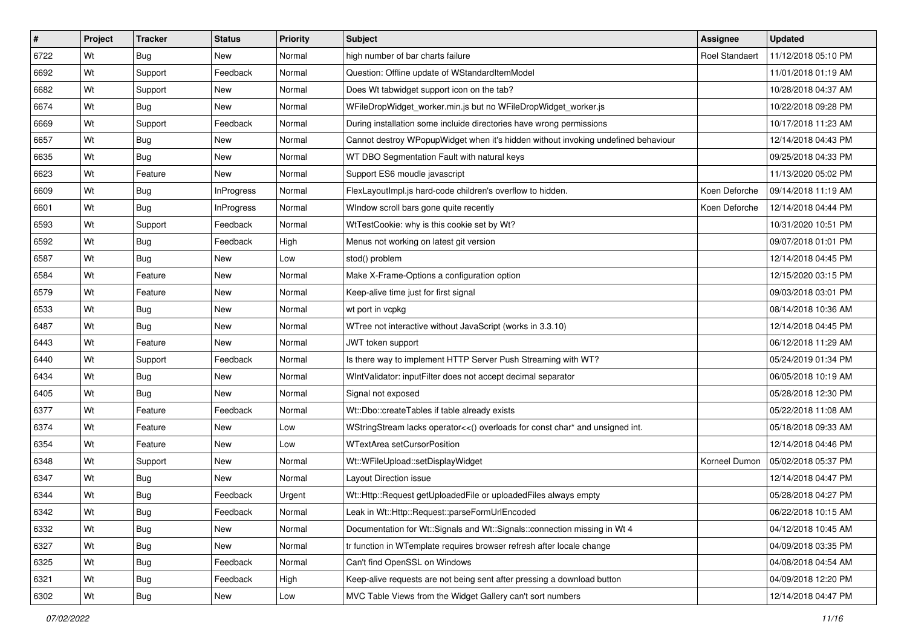| # | Project | Tracker | Status | Priority | Subject | Assignee | Updated |
|---|---|---|---|---|---|---|---|
| 6722 | Wt | Bug | New | Normal | high number of bar charts failure | Roel Standaert | 11/12/2018 05:10 PM |
| 6692 | Wt | Support | Feedback | Normal | Question: Offline update of WStandardItemModel | | 11/01/2018 01:19 AM |
| 6682 | Wt | Support | New | Normal | Does Wt tabwidget support icon on the tab? | | 10/28/2018 04:37 AM |
| 6674 | Wt | Bug | New | Normal | WFileDropWidget_worker.min.js but no WFileDropWidget_worker.js | | 10/22/2018 09:28 PM |
| 6669 | Wt | Support | Feedback | Normal | During installation some incluide directories have wrong permissions | | 10/17/2018 11:23 AM |
| 6657 | Wt | Bug | New | Normal | Cannot destroy WPopupWidget when it's hidden without invoking undefined behaviour | | 12/14/2018 04:43 PM |
| 6635 | Wt | Bug | New | Normal | WT DBO Segmentation Fault with natural keys | | 09/25/2018 04:33 PM |
| 6623 | Wt | Feature | New | Normal | Support ES6 moudle javascript | | 11/13/2020 05:02 PM |
| 6609 | Wt | Bug | InProgress | Normal | FlexLayoutImpl.js hard-code children's overflow to hidden. | Koen Deforche | 09/14/2018 11:19 AM |
| 6601 | Wt | Bug | InProgress | Normal | WIndow scroll bars gone quite recently | Koen Deforche | 12/14/2018 04:44 PM |
| 6593 | Wt | Support | Feedback | Normal | WtTestCookie: why is this cookie set by Wt? | | 10/31/2020 10:51 PM |
| 6592 | Wt | Bug | Feedback | High | Menus not working on latest git version | | 09/07/2018 01:01 PM |
| 6587 | Wt | Bug | New | Low | stod() problem | | 12/14/2018 04:45 PM |
| 6584 | Wt | Feature | New | Normal | Make X-Frame-Options a configuration option | | 12/15/2020 03:15 PM |
| 6579 | Wt | Feature | New | Normal | Keep-alive time just for first signal | | 09/03/2018 03:01 PM |
| 6533 | Wt | Bug | New | Normal | wt port in vcpkg | | 08/14/2018 10:36 AM |
| 6487 | Wt | Bug | New | Normal | WTree not interactive without JavaScript (works in 3.3.10) | | 12/14/2018 04:45 PM |
| 6443 | Wt | Feature | New | Normal | JWT token support | | 06/12/2018 11:29 AM |
| 6440 | Wt | Support | Feedback | Normal | Is there way to implement HTTP Server Push Streaming with WT? | | 05/24/2019 01:34 PM |
| 6434 | Wt | Bug | New | Normal | WIntValidator: inputFilter does not accept decimal separator | | 06/05/2018 10:19 AM |
| 6405 | Wt | Bug | New | Normal | Signal not exposed | | 05/28/2018 12:30 PM |
| 6377 | Wt | Feature | Feedback | Normal | Wt::Dbo::createTables if table already exists | | 05/22/2018 11:08 AM |
| 6374 | Wt | Feature | New | Low | WStringStream lacks operator<<() overloads for const char* and unsigned int. | | 05/18/2018 09:33 AM |
| 6354 | Wt | Feature | New | Low | WTextArea setCursorPosition | | 12/14/2018 04:46 PM |
| 6348 | Wt | Support | New | Normal | Wt::WFileUpload::setDisplayWidget | Korneel Dumon | 05/02/2018 05:37 PM |
| 6347 | Wt | Bug | New | Normal | Layout Direction issue | | 12/14/2018 04:47 PM |
| 6344 | Wt | Bug | Feedback | Urgent | Wt::Http::Request getUploadedFile or uploadedFiles always empty | | 05/28/2018 04:27 PM |
| 6342 | Wt | Bug | Feedback | Normal | Leak in Wt::Http::Request::parseFormUrlEncoded | | 06/22/2018 10:15 AM |
| 6332 | Wt | Bug | New | Normal | Documentation for Wt::Signals and Wt::Signals::connection missing in Wt 4 | | 04/12/2018 10:45 AM |
| 6327 | Wt | Bug | New | Normal | tr function in WTemplate requires browser refresh after locale change | | 04/09/2018 03:35 PM |
| 6325 | Wt | Bug | Feedback | Normal | Can't find OpenSSL on Windows | | 04/08/2018 04:54 AM |
| 6321 | Wt | Bug | Feedback | High | Keep-alive requests are not being sent after pressing a download button | | 04/09/2018 12:20 PM |
| 6302 | Wt | Bug | New | Low | MVC Table Views from the Widget Gallery can't sort numbers | | 12/14/2018 04:47 PM |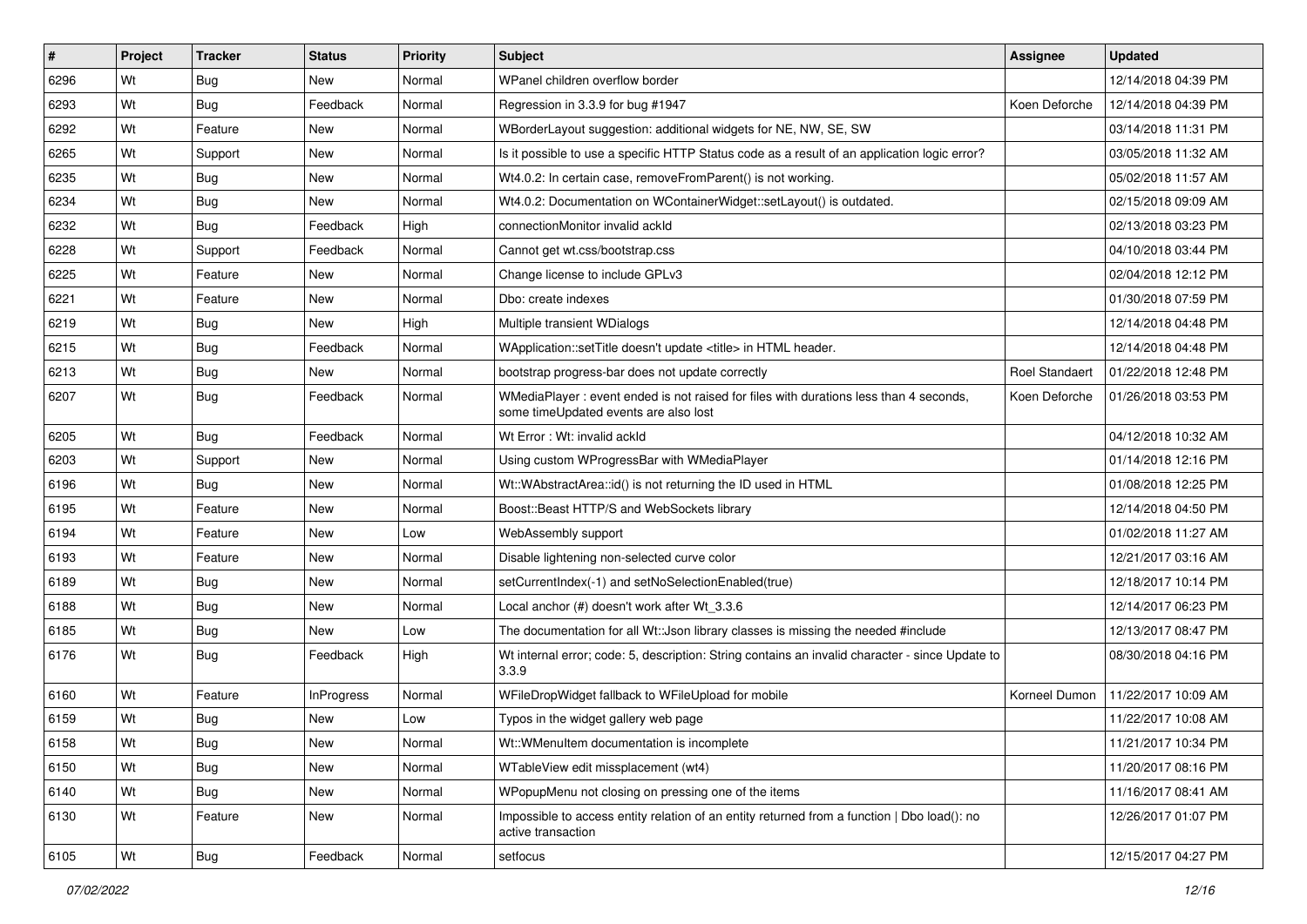| # | Project | Tracker | Status | Priority | Subject | Assignee | Updated |
|---|---|---|---|---|---|---|---|
| 6296 | Wt | Bug | New | Normal | WPanel children overflow border | | 12/14/2018 04:39 PM |
| 6293 | Wt | Bug | Feedback | Normal | Regression in 3.3.9 for bug #1947 | Koen Deforche | 12/14/2018 04:39 PM |
| 6292 | Wt | Feature | New | Normal | WBorderLayout suggestion: additional widgets for NE, NW, SE, SW | | 03/14/2018 11:31 PM |
| 6265 | Wt | Support | New | Normal | Is it possible to use a specific HTTP Status code as a result of an application logic error? | | 03/05/2018 11:32 AM |
| 6235 | Wt | Bug | New | Normal | Wt4.0.2: In certain case, removeFromParent() is not working. | | 05/02/2018 11:57 AM |
| 6234 | Wt | Bug | New | Normal | Wt4.0.2: Documentation on WContainerWidget::setLayout() is outdated. | | 02/15/2018 09:09 AM |
| 6232 | Wt | Bug | Feedback | High | connectionMonitor invalid ackId | | 02/13/2018 03:23 PM |
| 6228 | Wt | Support | Feedback | Normal | Cannot get wt.css/bootstrap.css | | 04/10/2018 03:44 PM |
| 6225 | Wt | Feature | New | Normal | Change license to include GPLv3 | | 02/04/2018 12:12 PM |
| 6221 | Wt | Feature | New | Normal | Dbo: create indexes | | 01/30/2018 07:59 PM |
| 6219 | Wt | Bug | New | High | Multiple transient WDialogs | | 12/14/2018 04:48 PM |
| 6215 | Wt | Bug | Feedback | Normal | WApplication::setTitle doesn't update <title> in HTML header. | | 12/14/2018 04:48 PM |
| 6213 | Wt | Bug | New | Normal | bootstrap progress-bar does not update correctly | Roel Standaert | 01/22/2018 12:48 PM |
| 6207 | Wt | Bug | Feedback | Normal | WMediaPlayer : event ended is not raised for files with durations less than 4 seconds, some timeUpdated events are also lost | Koen Deforche | 01/26/2018 03:53 PM |
| 6205 | Wt | Bug | Feedback | Normal | Wt Error : Wt: invalid ackId | | 04/12/2018 10:32 AM |
| 6203 | Wt | Support | New | Normal | Using custom WProgressBar with WMediaPlayer | | 01/14/2018 12:16 PM |
| 6196 | Wt | Bug | New | Normal | Wt::WAbstractArea::id() is not returning the ID used in HTML | | 01/08/2018 12:25 PM |
| 6195 | Wt | Feature | New | Normal | Boost::Beast HTTP/S and WebSockets library | | 12/14/2018 04:50 PM |
| 6194 | Wt | Feature | New | Low | WebAssembly support | | 01/02/2018 11:27 AM |
| 6193 | Wt | Feature | New | Normal | Disable lightening non-selected curve color | | 12/21/2017 03:16 AM |
| 6189 | Wt | Bug | New | Normal | setCurrentIndex(-1) and setNoSelectionEnabled(true) | | 12/18/2017 10:14 PM |
| 6188 | Wt | Bug | New | Normal | Local anchor (#) doesn't work after Wt_3.3.6 | | 12/14/2017 06:23 PM |
| 6185 | Wt | Bug | New | Low | The documentation for all Wt::Json library classes is missing the needed #include | | 12/13/2017 08:47 PM |
| 6176 | Wt | Bug | Feedback | High | Wt internal error; code: 5, description: String contains an invalid character - since Update to 3.3.9 | | 08/30/2018 04:16 PM |
| 6160 | Wt | Feature | InProgress | Normal | WFileDropWidget fallback to WFileUpload for mobile | Korneel Dumon | 11/22/2017 10:09 AM |
| 6159 | Wt | Bug | New | Low | Typos in the widget gallery web page | | 11/22/2017 10:08 AM |
| 6158 | Wt | Bug | New | Normal | Wt::WMenuItem documentation is incomplete | | 11/21/2017 10:34 PM |
| 6150 | Wt | Bug | New | Normal | WTableView edit missplacement (wt4) | | 11/20/2017 08:16 PM |
| 6140 | Wt | Bug | New | Normal | WPopupMenu not closing on pressing one of the items | | 11/16/2017 08:41 AM |
| 6130 | Wt | Feature | New | Normal | Impossible to access entity relation of an entity returned from a function \| Dbo load(): no active transaction | | 12/26/2017 01:07 PM |
| 6105 | Wt | Bug | Feedback | Normal | setfocus | | 12/15/2017 04:27 PM |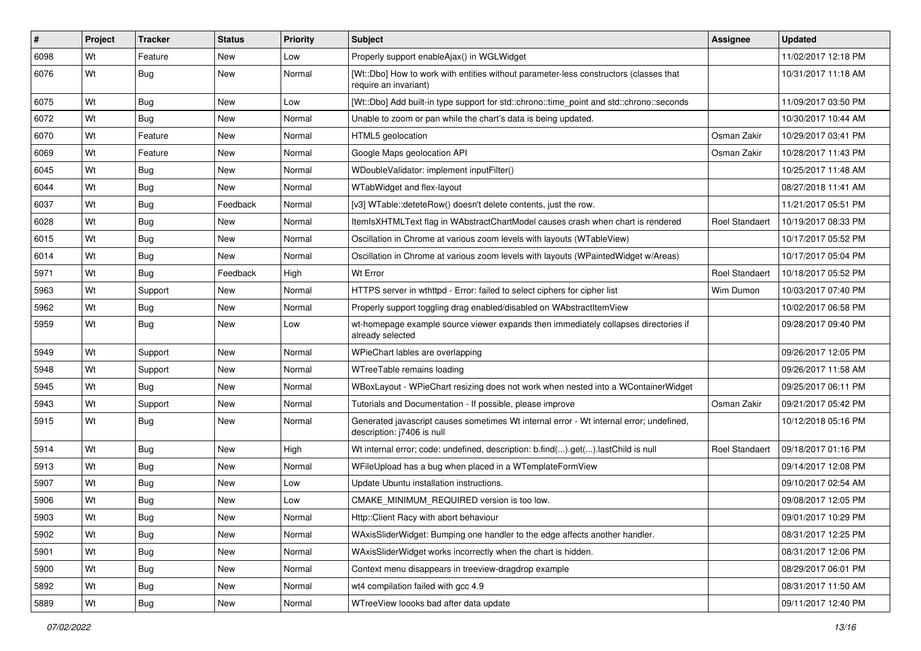| # | Project | Tracker | Status | Priority | Subject | Assignee | Updated |
|---|---|---|---|---|---|---|---|
| 6098 | Wt | Feature | New | Low | Properly support enableAjax() in WGLWidget | | 11/02/2017 12:18 PM |
| 6076 | Wt | Bug | New | Normal | [Wt::Dbo] How to work with entities without parameter-less constructors (classes that require an invariant) | | 10/31/2017 11:18 AM |
| 6075 | Wt | Bug | New | Low | [Wt::Dbo] Add built-in type support for std::chrono::time_point and std::chrono::seconds | | 11/09/2017 03:50 PM |
| 6072 | Wt | Bug | New | Normal | Unable to zoom or pan while the chart's data is being updated. | | 10/30/2017 10:44 AM |
| 6070 | Wt | Feature | New | Normal | HTML5 geolocation | Osman Zakir | 10/29/2017 03:41 PM |
| 6069 | Wt | Feature | New | Normal | Google Maps geolocation API | Osman Zakir | 10/28/2017 11:43 PM |
| 6045 | Wt | Bug | New | Normal | WDoubleValidator: implement inputFilter() | | 10/25/2017 11:48 AM |
| 6044 | Wt | Bug | New | Normal | WTabWidget and flex-layout | | 08/27/2018 11:41 AM |
| 6037 | Wt | Bug | Feedback | Normal | [v3] WTable::deteteRow() doesn't delete contents, just the row. | | 11/21/2017 05:51 PM |
| 6028 | Wt | Bug | New | Normal | ItemIsXHTMLText flag in WAbstractChartModel causes crash when chart is rendered | Roel Standaert | 10/19/2017 08:33 PM |
| 6015 | Wt | Bug | New | Normal | Oscillation in Chrome at various zoom levels with layouts (WTableView) | | 10/17/2017 05:52 PM |
| 6014 | Wt | Bug | New | Normal | Oscillation in Chrome at various zoom levels with layouts (WPaintedWidget w/Areas) | | 10/17/2017 05:04 PM |
| 5971 | Wt | Bug | Feedback | High | Wt Error | Roel Standaert | 10/18/2017 05:52 PM |
| 5963 | Wt | Support | New | Normal | HTTPS server in wthttpd - Error: failed to select ciphers for cipher list | Wim Dumon | 10/03/2017 07:40 PM |
| 5962 | Wt | Bug | New | Normal | Properly support toggling drag enabled/disabled on WAbstractItemView | | 10/02/2017 06:58 PM |
| 5959 | Wt | Bug | New | Low | wt-homepage example source viewer expands then immediately collapses directories if already selected | | 09/28/2017 09:40 PM |
| 5949 | Wt | Support | New | Normal | WPieChart lables are overlapping | | 09/26/2017 12:05 PM |
| 5948 | Wt | Support | New | Normal | WTreeTable remains loading | | 09/26/2017 11:58 AM |
| 5945 | Wt | Bug | New | Normal | WBoxLayout - WPieChart resizing does not work when nested into a WContainerWidget | | 09/25/2017 06:11 PM |
| 5943 | Wt | Support | New | Normal | Tutorials and Documentation - If possible, please improve | Osman Zakir | 09/21/2017 05:42 PM |
| 5915 | Wt | Bug | New | Normal | Generated javascript causes sometimes Wt internal error - Wt internal error; undefined, description: j7406 is null | | 10/12/2018 05:16 PM |
| 5914 | Wt | Bug | New | High | Wt internal error; code: undefined, description: b.find(...).get(...).lastChild is null | Roel Standaert | 09/18/2017 01:16 PM |
| 5913 | Wt | Bug | New | Normal | WFileUpload has a bug when placed in a WTemplateFormView | | 09/14/2017 12:08 PM |
| 5907 | Wt | Bug | New | Low | Update Ubuntu installation instructions. | | 09/10/2017 02:54 AM |
| 5906 | Wt | Bug | New | Low | CMAKE_MINIMUM_REQUIRED version is too low. | | 09/08/2017 12:05 PM |
| 5903 | Wt | Bug | New | Normal | Http::Client Racy with abort behaviour | | 09/01/2017 10:29 PM |
| 5902 | Wt | Bug | New | Normal | WAxisSliderWidget: Bumping one handler to the edge affects another handler. | | 08/31/2017 12:25 PM |
| 5901 | Wt | Bug | New | Normal | WAxisSliderWidget works incorrectly when the chart is hidden. | | 08/31/2017 12:06 PM |
| 5900 | Wt | Bug | New | Normal | Context menu disappears in treeview-dragdrop example | | 08/29/2017 06:01 PM |
| 5892 | Wt | Bug | New | Normal | wt4 compilation failed with gcc 4.9 | | 08/31/2017 11:50 AM |
| 5889 | Wt | Bug | New | Normal | WTreeView loooks bad after data update | | 09/11/2017 12:40 PM |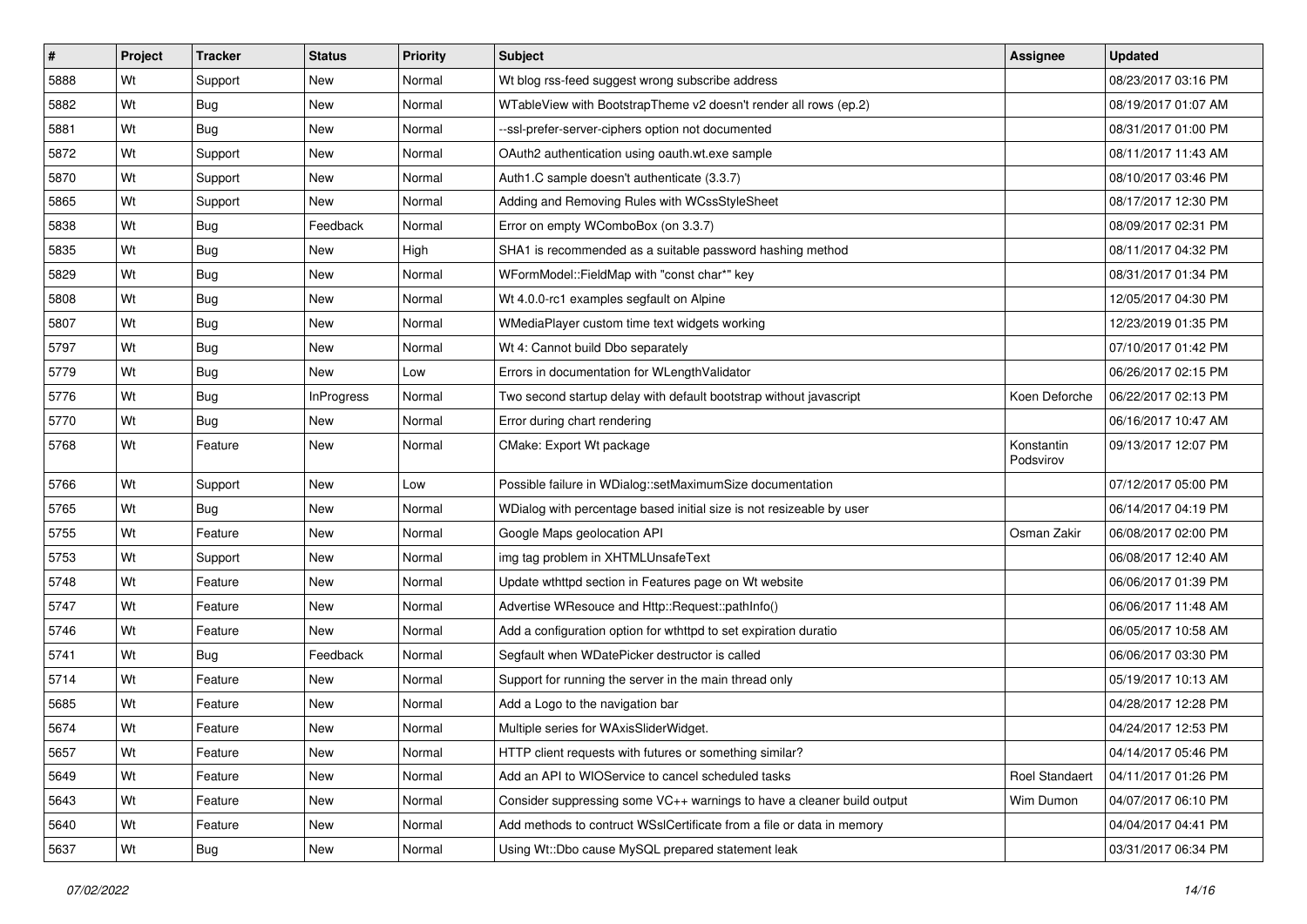| # | Project | Tracker | Status | Priority | Subject | Assignee | Updated |
|---|---|---|---|---|---|---|---|
| 5888 | Wt | Support | New | Normal | Wt blog rss-feed suggest wrong subscribe address | | 08/23/2017 03:16 PM |
| 5882 | Wt | Bug | New | Normal | WTableView with BootstrapTheme v2 doesn't render all rows (ep.2) | | 08/19/2017 01:07 AM |
| 5881 | Wt | Bug | New | Normal | --ssl-prefer-server-ciphers option not documented | | 08/31/2017 01:00 PM |
| 5872 | Wt | Support | New | Normal | OAuth2 authentication using oauth.wt.exe sample | | 08/11/2017 11:43 AM |
| 5870 | Wt | Support | New | Normal | Auth1.C sample doesn't authenticate (3.3.7) | | 08/10/2017 03:46 PM |
| 5865 | Wt | Support | New | Normal | Adding and Removing Rules with WCssStyleSheet | | 08/17/2017 12:30 PM |
| 5838 | Wt | Bug | Feedback | Normal | Error on empty WComboBox (on 3.3.7) | | 08/09/2017 02:31 PM |
| 5835 | Wt | Bug | New | High | SHA1 is recommended as a suitable password hashing method | | 08/11/2017 04:32 PM |
| 5829 | Wt | Bug | New | Normal | WFormModel::FieldMap with "const char*" key | | 08/31/2017 01:34 PM |
| 5808 | Wt | Bug | New | Normal | Wt 4.0.0-rc1 examples segfault on Alpine | | 12/05/2017 04:30 PM |
| 5807 | Wt | Bug | New | Normal | WMediaPlayer custom time text widgets working | | 12/23/2019 01:35 PM |
| 5797 | Wt | Bug | New | Normal | Wt 4: Cannot build Dbo separately | | 07/10/2017 01:42 PM |
| 5779 | Wt | Bug | New | Low | Errors in documentation for WLengthValidator | | 06/26/2017 02:15 PM |
| 5776 | Wt | Bug | InProgress | Normal | Two second startup delay with default bootstrap without javascript | Koen Deforche | 06/22/2017 02:13 PM |
| 5770 | Wt | Bug | New | Normal | Error during chart rendering | | 06/16/2017 10:47 AM |
| 5768 | Wt | Feature | New | Normal | CMake: Export Wt package | Konstantin Podsvirov | 09/13/2017 12:07 PM |
| 5766 | Wt | Support | New | Low | Possible failure in WDialog::setMaximumSize documentation | | 07/12/2017 05:00 PM |
| 5765 | Wt | Bug | New | Normal | WDialog with percentage based initial size is not resizeable by user | | 06/14/2017 04:19 PM |
| 5755 | Wt | Feature | New | Normal | Google Maps geolocation API | Osman Zakir | 06/08/2017 02:00 PM |
| 5753 | Wt | Support | New | Normal | img tag problem in XHTMLUnsafeText | | 06/08/2017 12:40 AM |
| 5748 | Wt | Feature | New | Normal | Update wthttpd section in Features page on Wt website | | 06/06/2017 01:39 PM |
| 5747 | Wt | Feature | New | Normal | Advertise WResouce and Http::Request::pathInfo() | | 06/06/2017 11:48 AM |
| 5746 | Wt | Feature | New | Normal | Add a configuration option for wthttpd to set expiration duratio | | 06/05/2017 10:58 AM |
| 5741 | Wt | Bug | Feedback | Normal | Segfault when WDatePicker destructor is called | | 06/06/2017 03:30 PM |
| 5714 | Wt | Feature | New | Normal | Support for running the server in the main thread only | | 05/19/2017 10:13 AM |
| 5685 | Wt | Feature | New | Normal | Add a Logo to the navigation bar | | 04/28/2017 12:28 PM |
| 5674 | Wt | Feature | New | Normal | Multiple series for WAxisSliderWidget. | | 04/24/2017 12:53 PM |
| 5657 | Wt | Feature | New | Normal | HTTP client requests with futures or something similar? | | 04/14/2017 05:46 PM |
| 5649 | Wt | Feature | New | Normal | Add an API to WIOService to cancel scheduled tasks | Roel Standaert | 04/11/2017 01:26 PM |
| 5643 | Wt | Feature | New | Normal | Consider suppressing some VC++ warnings to have a cleaner build output | Wim Dumon | 04/07/2017 06:10 PM |
| 5640 | Wt | Feature | New | Normal | Add methods to contruct WSslCertificate from a file or data in memory | | 04/04/2017 04:41 PM |
| 5637 | Wt | Bug | New | Normal | Using Wt::Dbo cause MySQL prepared statement leak | | 03/31/2017 06:34 PM |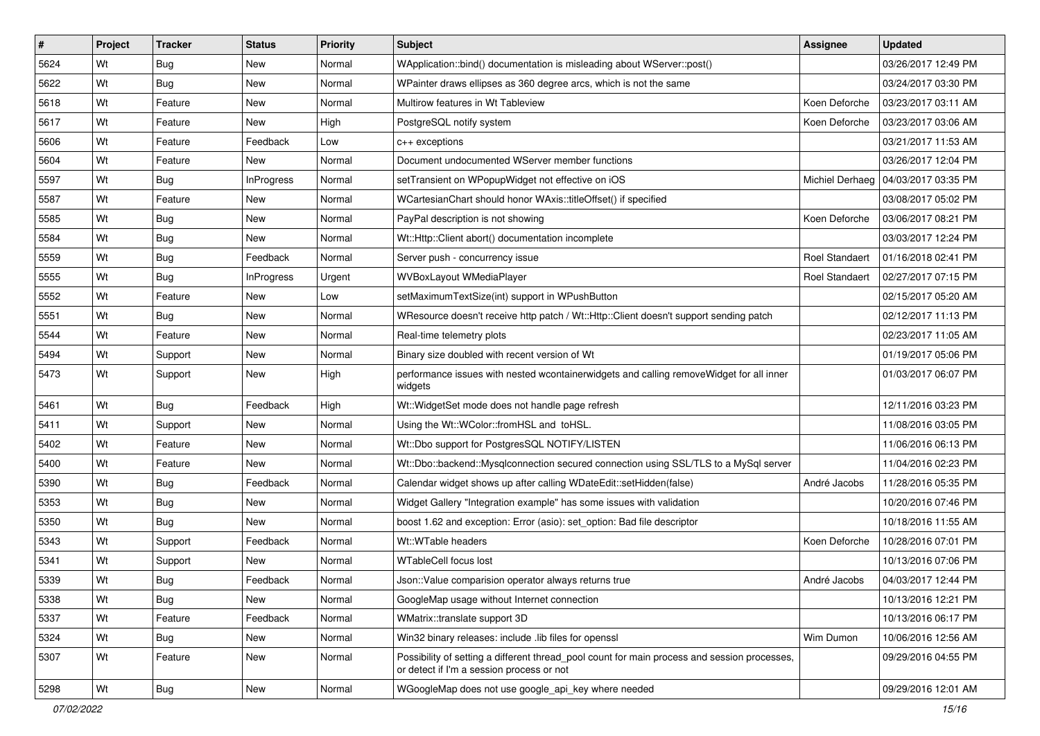| # | Project | Tracker | Status | Priority | Subject | Assignee | Updated |
|---|---|---|---|---|---|---|---|
| 5624 | Wt | Bug | New | Normal | WApplication::bind() documentation is misleading about WServer::post() | | 03/26/2017 12:49 PM |
| 5622 | Wt | Bug | New | Normal | WPainter draws ellipses as 360 degree arcs, which is not the same | | 03/24/2017 03:30 PM |
| 5618 | Wt | Feature | New | Normal | Multirow features in Wt Tableview | Koen Deforche | 03/23/2017 03:11 AM |
| 5617 | Wt | Feature | New | High | PostgreSQL notify system | Koen Deforche | 03/23/2017 03:06 AM |
| 5606 | Wt | Feature | Feedback | Low | c++ exceptions | | 03/21/2017 11:53 AM |
| 5604 | Wt | Feature | New | Normal | Document undocumented WServer member functions | | 03/26/2017 12:04 PM |
| 5597 | Wt | Bug | InProgress | Normal | setTransient on WPopupWidget not effective on iOS | Michiel Derhaeg | 04/03/2017 03:35 PM |
| 5587 | Wt | Feature | New | Normal | WCartesianChart should honor WAxis::titleOffset() if specified | | 03/08/2017 05:02 PM |
| 5585 | Wt | Bug | New | Normal | PayPal description is not showing | Koen Deforche | 03/06/2017 08:21 PM |
| 5584 | Wt | Bug | New | Normal | Wt::Http::Client abort() documentation incomplete | | 03/03/2017 12:24 PM |
| 5559 | Wt | Bug | Feedback | Normal | Server push - concurrency issue | Roel Standaert | 01/16/2018 02:41 PM |
| 5555 | Wt | Bug | InProgress | Urgent | WVBoxLayout WMediaPlayer | Roel Standaert | 02/27/2017 07:15 PM |
| 5552 | Wt | Feature | New | Low | setMaximumTextSize(int) support in WPushButton | | 02/15/2017 05:20 AM |
| 5551 | Wt | Bug | New | Normal | WResource doesn't receive http patch / Wt::Http::Client doesn't support sending patch | | 02/12/2017 11:13 PM |
| 5544 | Wt | Feature | New | Normal | Real-time telemetry plots | | 02/23/2017 11:05 AM |
| 5494 | Wt | Support | New | Normal | Binary size doubled with recent version of Wt | | 01/19/2017 05:06 PM |
| 5473 | Wt | Support | New | High | performance issues with nested wcontainerwidgets and calling removeWidget for all inner widgets | | 01/03/2017 06:07 PM |
| 5461 | Wt | Bug | Feedback | High | Wt::WidgetSet mode does not handle page refresh | | 12/11/2016 03:23 PM |
| 5411 | Wt | Support | New | Normal | Using the Wt::WColor::fromHSL and toHSL. | | 11/08/2016 03:05 PM |
| 5402 | Wt | Feature | New | Normal | Wt::Dbo support for PostgresSQL NOTIFY/LISTEN | | 11/06/2016 06:13 PM |
| 5400 | Wt | Feature | New | Normal | Wt::Dbo::backend::Mysqlconnection secured connection using SSL/TLS to a MySql server | | 11/04/2016 02:23 PM |
| 5390 | Wt | Bug | Feedback | Normal | Calendar widget shows up after calling WDateEdit::setHidden(false) | André Jacobs | 11/28/2016 05:35 PM |
| 5353 | Wt | Bug | New | Normal | Widget Gallery "Integration example" has some issues with validation | | 10/20/2016 07:46 PM |
| 5350 | Wt | Bug | New | Normal | boost 1.62 and exception: Error (asio): set_option: Bad file descriptor | | 10/18/2016 11:55 AM |
| 5343 | Wt | Support | Feedback | Normal | Wt::WTable headers | Koen Deforche | 10/28/2016 07:01 PM |
| 5341 | Wt | Support | New | Normal | WTableCell focus lost | | 10/13/2016 07:06 PM |
| 5339 | Wt | Bug | Feedback | Normal | Json::Value comparision operator always returns true | André Jacobs | 04/03/2017 12:44 PM |
| 5338 | Wt | Bug | New | Normal | GoogleMap usage without Internet connection | | 10/13/2016 12:21 PM |
| 5337 | Wt | Feature | Feedback | Normal | WMatrix::translate support 3D | | 10/13/2016 06:17 PM |
| 5324 | Wt | Bug | New | Normal | Win32 binary releases: include .lib files for openssl | Wim Dumon | 10/06/2016 12:56 AM |
| 5307 | Wt | Feature | New | Normal | Possibility of setting a different thread_pool count for main process and session processes, or detect if I'm a session process or not | | 09/29/2016 04:55 PM |
| 5298 | Wt | Bug | New | Normal | WGoogleMap does not use google_api_key where needed | | 09/29/2016 12:01 AM |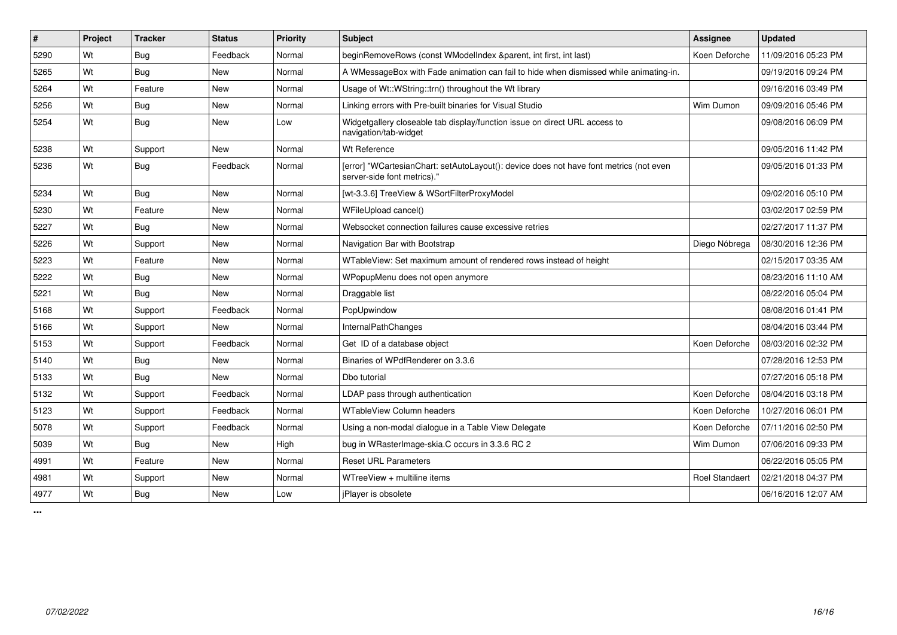| # | Project | Tracker | Status | Priority | Subject | Assignee | Updated |
|---|---|---|---|---|---|---|---|
| 5290 | Wt | Bug | Feedback | Normal | beginRemoveRows (const WModelIndex &parent, int first, int last) | Koen Deforche | 11/09/2016 05:23 PM |
| 5265 | Wt | Bug | New | Normal | A WMessageBox with Fade animation can fail to hide when dismissed while animating-in. | | 09/19/2016 09:24 PM |
| 5264 | Wt | Feature | New | Normal | Usage of Wt::WString::trn() throughout the Wt library | | 09/16/2016 03:49 PM |
| 5256 | Wt | Bug | New | Normal | Linking errors with Pre-built binaries for Visual Studio | Wim Dumon | 09/09/2016 05:46 PM |
| 5254 | Wt | Bug | New | Low | Widgetgallery closeable tab display/function issue on direct URL access to navigation/tab-widget | | 09/08/2016 06:09 PM |
| 5238 | Wt | Support | New | Normal | Wt Reference | | 09/05/2016 11:42 PM |
| 5236 | Wt | Bug | Feedback | Normal | [error] "WCartesianChart: setAutoLayout(): device does not have font metrics (not even server-side font metrics)." | | 09/05/2016 01:33 PM |
| 5234 | Wt | Bug | New | Normal | [wt-3.3.6] TreeView & WSortFilterProxyModel | | 09/02/2016 05:10 PM |
| 5230 | Wt | Feature | New | Normal | WFileUpload cancel() | | 03/02/2017 02:59 PM |
| 5227 | Wt | Bug | New | Normal | Websocket connection failures cause excessive retries | | 02/27/2017 11:37 PM |
| 5226 | Wt | Support | New | Normal | Navigation Bar with Bootstrap | Diego Nóbrega | 08/30/2016 12:36 PM |
| 5223 | Wt | Feature | New | Normal | WTableView: Set maximum amount of rendered rows instead of height | | 02/15/2017 03:35 AM |
| 5222 | Wt | Bug | New | Normal | WPopupMenu does not open anymore | | 08/23/2016 11:10 AM |
| 5221 | Wt | Bug | New | Normal | Draggable list | | 08/22/2016 05:04 PM |
| 5168 | Wt | Support | Feedback | Normal | PopUpwindow | | 08/08/2016 01:41 PM |
| 5166 | Wt | Support | New | Normal | InternalPathChanges | | 08/04/2016 03:44 PM |
| 5153 | Wt | Support | Feedback | Normal | Get ID of a database object | Koen Deforche | 08/03/2016 02:32 PM |
| 5140 | Wt | Bug | New | Normal | Binaries of WPdfRenderer on 3.3.6 | | 07/28/2016 12:53 PM |
| 5133 | Wt | Bug | New | Normal | Dbo tutorial | | 07/27/2016 05:18 PM |
| 5132 | Wt | Support | Feedback | Normal | LDAP pass through authentication | Koen Deforche | 08/04/2016 03:18 PM |
| 5123 | Wt | Support | Feedback | Normal | WTableView Column headers | Koen Deforche | 10/27/2016 06:01 PM |
| 5078 | Wt | Support | Feedback | Normal | Using a non-modal dialogue in a Table View Delegate | Koen Deforche | 07/11/2016 02:50 PM |
| 5039 | Wt | Bug | New | High | bug in WRasterImage-skia.C occurs in 3.3.6 RC 2 | Wim Dumon | 07/06/2016 09:33 PM |
| 4991 | Wt | Feature | New | Normal | Reset URL Parameters | | 06/22/2016 05:05 PM |
| 4981 | Wt | Support | New | Normal | WTreeView + multiline items | Roel Standaert | 02/21/2018 04:37 PM |
| 4977 | Wt | Bug | New | Low | jPlayer is obsolete | | 06/16/2016 12:07 AM |

...